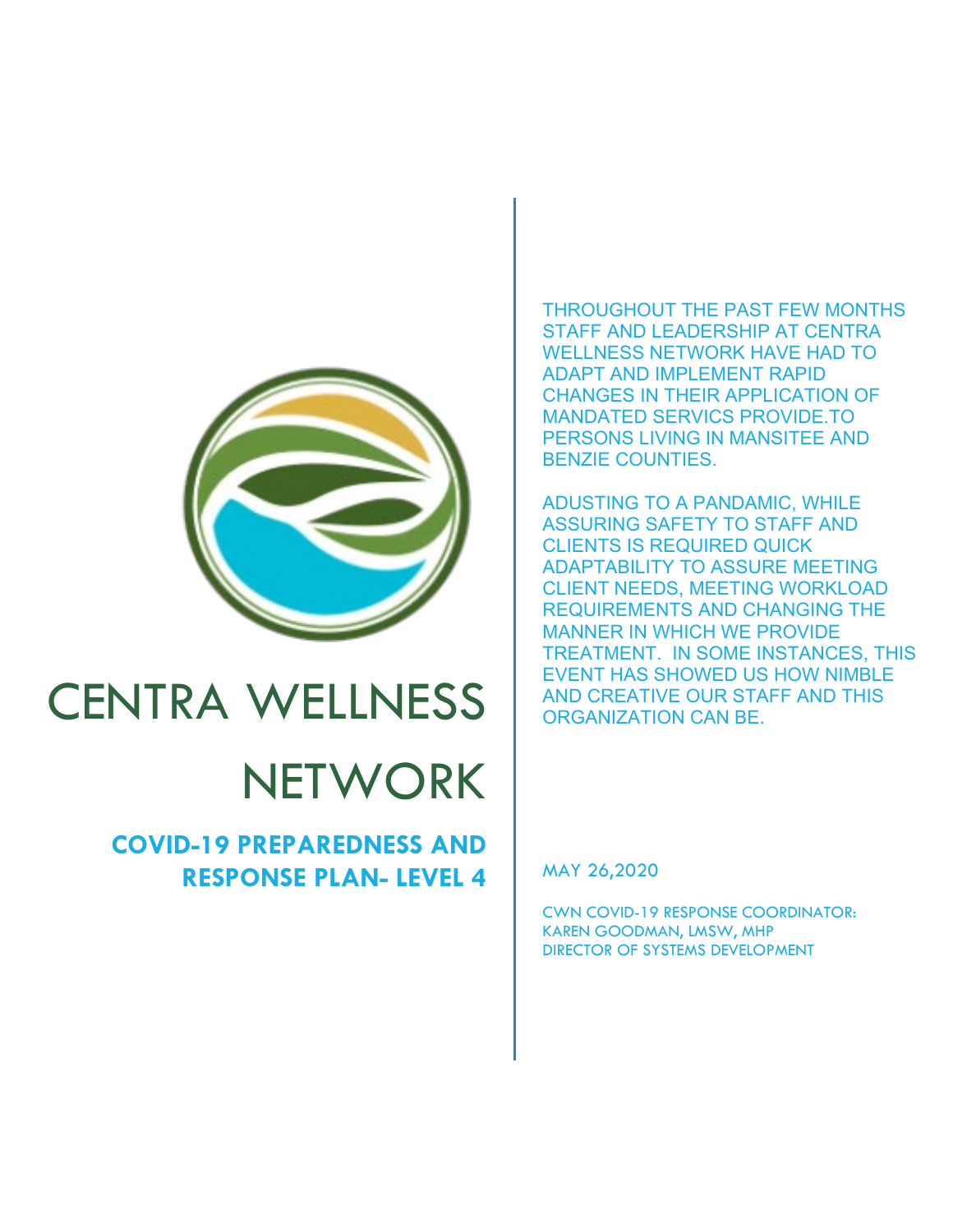# CENTRA WELLNESS NETWORK

## COVID-19 PREPAREDNESS AND RESPONSE PLAN- LEVEL 4

THROUGHOUT THE PAST FEW MONTHS STAFF AND LEADERSHIP AT CENTRA WELLNESS NETWORK HAVE HAD TO ADAPT AND IMPLEMENT RAPID CHANGES IN THEIR APPLICATION OF MANDATED SERVICS PROVIDE.TO PERSONS LIVING IN MANSITEE AND BENZIE COUNTIES.

ADUSTING TO A PANDAMIC, WHILE ASSURING SAFETY TO STAFF AND CLIENTS IS REQUIRED QUICK ADAPTABILITY TO ASSURE MEETING CLIENT NEEDS, MEETING WORKLOAD REQUIREMENTS AND CHANGING THE MANNER IN WHICH WE PROVIDE TREATMENT. IN SOME INSTANCES, THIS EVENT HAS SHOWED US HOW NIMBLE AND CREATIVE OUR STAFF AND THIS ORGANIZATION CAN BE.

MAY 26,2020

CWN COVID-19 RESPONSE COORDINATOR:
KAREN GOODMAN, LMSW, MHP
DIRECTOR OF SYSTEMS DEVELOPMENT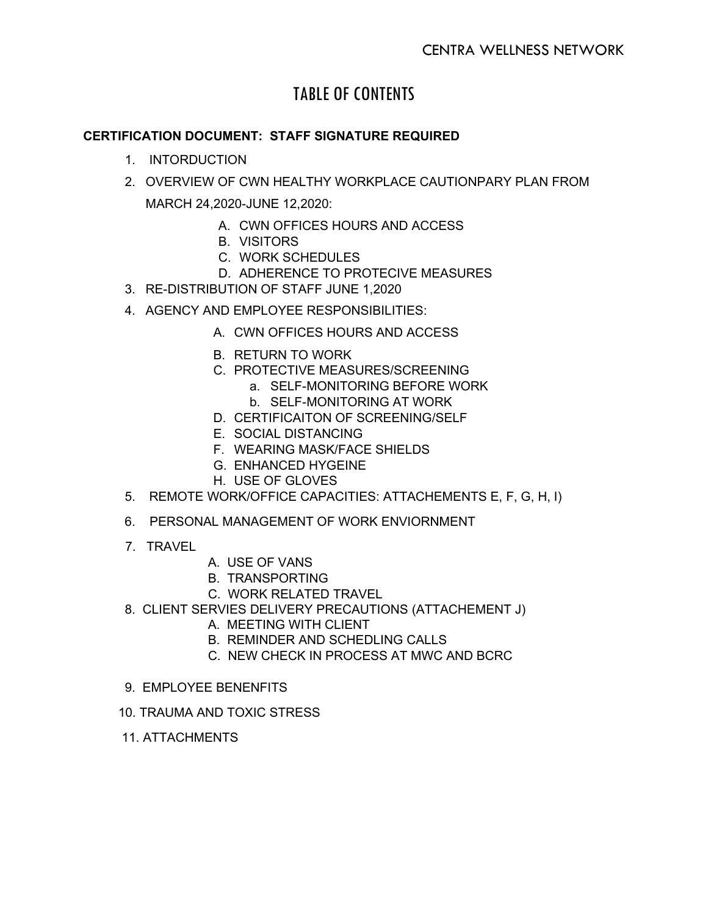# TABLE OF CONTENTS

**CERTIFICATION DOCUMENT: STAFF SIGNATURE REQUIRED**

1. INTORDUCTION
2. OVERVIEW OF CWN HEALTHY WORKPLACE CAUTIONPARY PLAN FROM MARCH 24,2020-JUNE 12,2020:
   - A. CWN OFFICES HOURS AND ACCESS
   - B. VISITORS
   - C. WORK SCHEDULES
   - D. ADHERENCE TO PROTECIVE MEASURES
3. RE-DISTRIBUTION OF STAFF JUNE 1,2020
4. AGENCY AND EMPLOYEE RESPONSIBILITIES:
   - A. CWN OFFICES HOURS AND ACCESS
   - B. RETURN TO WORK
   - C. PROTECTIVE MEASURES/SCREENING
     - a. SELF-MONITORING BEFORE WORK
     - b. SELF-MONITORING AT WORK
   - D. CERTIFICAITON OF SCREENING/SELF
   - E. SOCIAL DISTANCING
   - F. WEARING MASK/FACE SHIELDS
   - G. ENHANCED HYGEINE
   - H. USE OF GLOVES
5. REMOTE WORK/OFFICE CAPACITIES: ATTACHEMENTS E, F, G, H, I)
6. PERSONAL MANAGEMENT OF WORK ENVIORNMENT
7. TRAVEL
   - A. USE OF VANS
   - B. TRANSPORTING
   - C. WORK RELATED TRAVEL
8. CLIENT SERVIES DELIVERY PRECAUTIONS (ATTACHEMENT J)
   - A. MEETING WITH CLIENT
   - B. REMINDER AND SCHEDLING CALLS
   - C. NEW CHECK IN PROCESS AT MWC AND BCRC
9. EMPLOYEE BENENFITS
10. TRAUMA AND TOXIC STRESS
11. ATTACHMENTS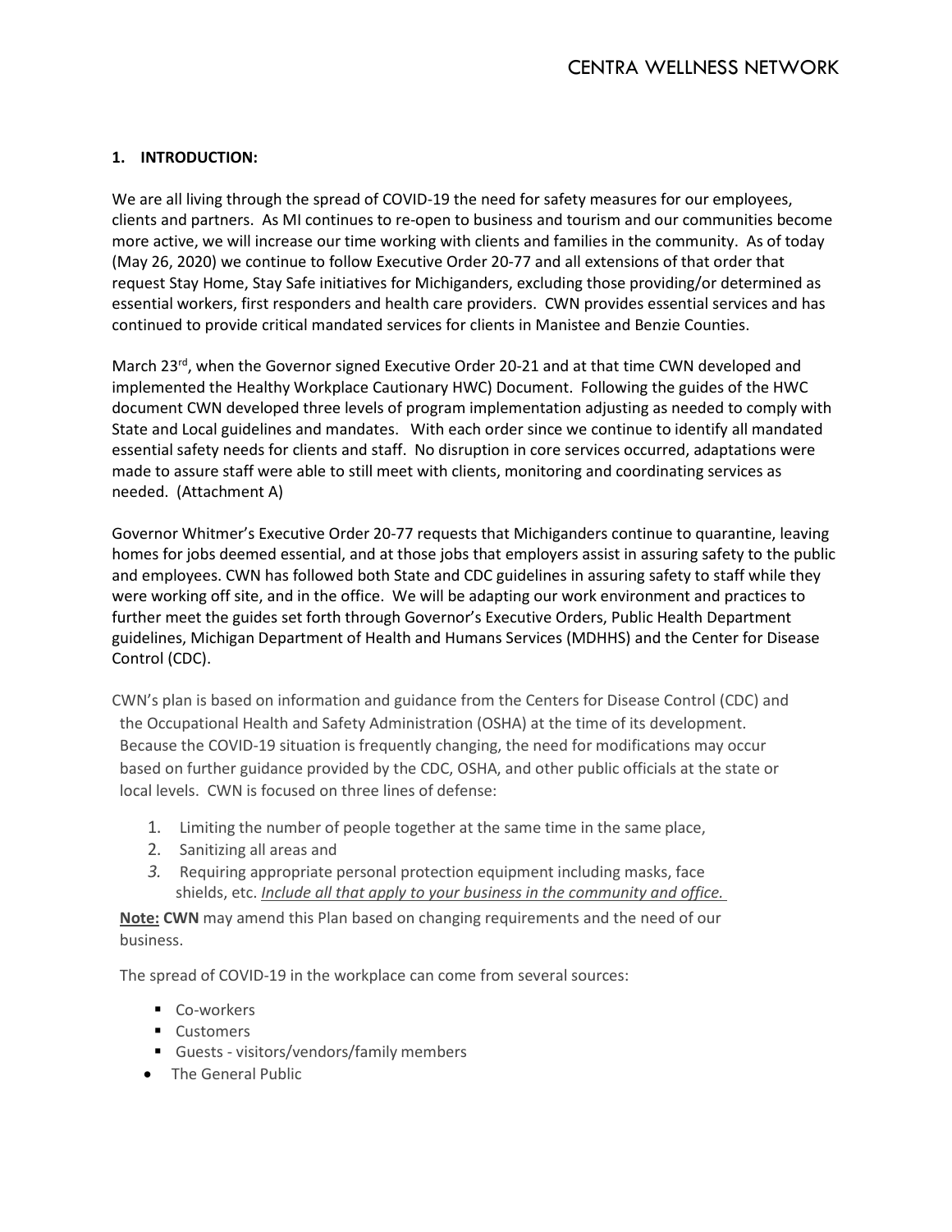## 1. INTRODUCTION:

We are all living through the spread of COVID-19 the need for safety measures for our employees, clients and partners. As MI continues to re-open to business and tourism and our communities become more active, we will increase our time working with clients and families in the community. As of today (May 26, 2020) we continue to follow Executive Order 20-77 and all extensions of that order that request Stay Home, Stay Safe initiatives for Michiganders, excluding those providing/or determined as essential workers, first responders and health care providers. CWN provides essential services and has continued to provide critical mandated services for clients in Manistee and Benzie Counties.

March 23rd, when the Governor signed Executive Order 20-21 and at that time CWN developed and implemented the Healthy Workplace Cautionary HWC) Document. Following the guides of the HWC document CWN developed three levels of program implementation adjusting as needed to comply with State and Local guidelines and mandates. With each order since we continue to identify all mandated essential safety needs for clients and staff. No disruption in core services occurred, adaptations were made to assure staff were able to still meet with clients, monitoring and coordinating services as needed. (Attachment A)

Governor Whitmer's Executive Order 20-77 requests that Michiganders continue to quarantine, leaving homes for jobs deemed essential, and at those jobs that employers assist in assuring safety to the public and employees. CWN has followed both State and CDC guidelines in assuring safety to staff while they were working off site, and in the office. We will be adapting our work environment and practices to further meet the guides set forth through Governor's Executive Orders, Public Health Department guidelines, Michigan Department of Health and Humans Services (MDHHS) and the Center for Disease Control (CDC).

CWN's plan is based on information and guidance from the Centers for Disease Control (CDC) and the Occupational Health and Safety Administration (OSHA) at the time of its development. Because the COVID-19 situation is frequently changing, the need for modifications may occur based on further guidance provided by the CDC, OSHA, and other public officials at the state or local levels. CWN is focused on three lines of defense:

1. Limiting the number of people together at the same time in the same place,
2. Sanitizing all areas and
3. Requiring appropriate personal protection equipment including masks, face shields, etc. *Include all that apply to your business in the community and office.*

**Note: CWN** may amend this Plan based on changing requirements and the need of our business.

The spread of COVID-19 in the workplace can come from several sources:

- Co-workers
- Customers
- Guests - visitors/vendors/family members
- The General Public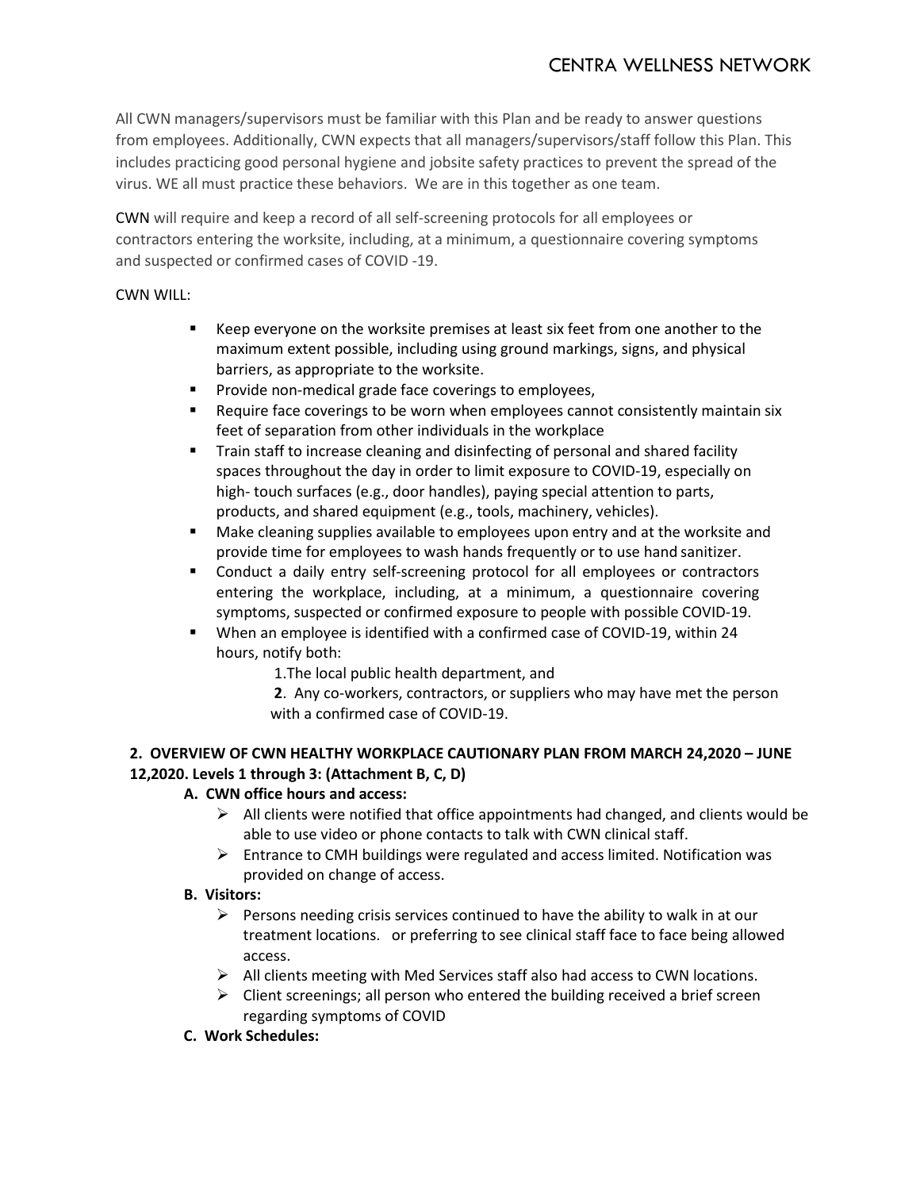All CWN managers/supervisors must be familiar with this Plan and be ready to answer questions from employees. Additionally, CWN expects that all managers/supervisors/staff follow this Plan. This includes practicing good personal hygiene and jobsite safety practices to prevent the spread of the virus. WE all must practice these behaviors. We are in this together as one team.

CWN will require and keep a record of all self-screening protocols for all employees or contractors entering the worksite, including, at a minimum, a questionnaire covering symptoms and suspected or confirmed cases of COVID -19.

CWN WILL:

- Keep everyone on the worksite premises at least six feet from one another to the maximum extent possible, including using ground markings, signs, and physical barriers, as appropriate to the worksite.
- Provide non-medical grade face coverings to employees,
- Require face coverings to be worn when employees cannot consistently maintain six feet of separation from other individuals in the workplace
- Train staff to increase cleaning and disinfecting of personal and shared facility spaces throughout the day in order to limit exposure to COVID-19, especially on high- touch surfaces (e.g., door handles), paying special attention to parts, products, and shared equipment (e.g., tools, machinery, vehicles).
- Make cleaning supplies available to employees upon entry and at the worksite and provide time for employees to wash hands frequently or to use hand sanitizer.
- Conduct a daily entry self-screening protocol for all employees or contractors entering the workplace, including, at a minimum, a questionnaire covering symptoms, suspected or confirmed exposure to people with possible COVID-19.
- When an employee is identified with a confirmed case of COVID-19, within 24 hours, notify both:
  1. The local public health department, and
  2. Any co-workers, contractors, or suppliers who may have met the person with a confirmed case of COVID-19.

## 2. OVERVIEW OF CWN HEALTHY WORKPLACE CAUTIONARY PLAN FROM MARCH 24,2020 – JUNE 12,2020. Levels 1 through 3: (Attachment B, C, D)

### A. CWN office hours and access:

- All clients were notified that office appointments had changed, and clients would be able to use video or phone contacts to talk with CWN clinical staff.
- Entrance to CMH buildings were regulated and access limited. Notification was provided on change of access.

### B. Visitors:

- Persons needing crisis services continued to have the ability to walk in at our treatment locations. or preferring to see clinical staff face to face being allowed access.
- All clients meeting with Med Services staff also had access to CWN locations.
- Client screenings; all person who entered the building received a brief screen regarding symptoms of COVID

### C. Work Schedules: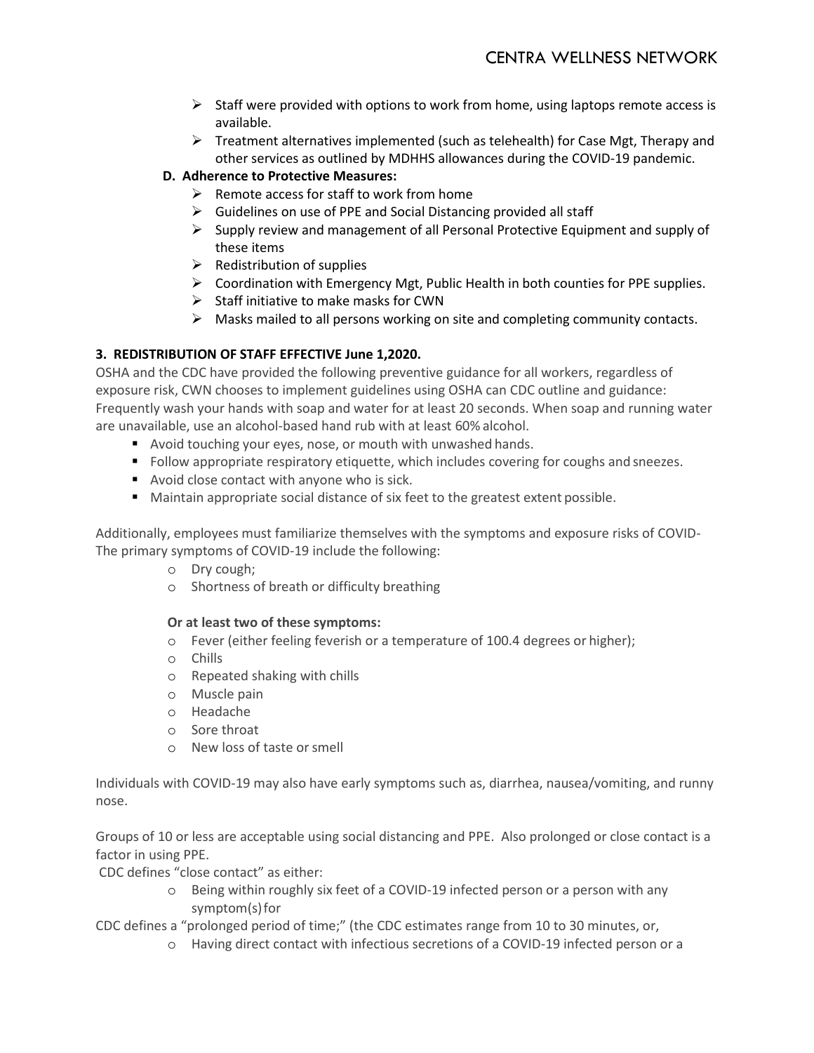- Staff were provided with options to work from home, using laptops remote access is available.
- Treatment alternatives implemented (such as telehealth) for Case Mgt, Therapy and other services as outlined by MDHHS allowances during the COVID-19 pandemic.

**D. Adherence to Protective Measures:**

- Remote access for staff to work from home
- Guidelines on use of PPE and Social Distancing provided all staff
- Supply review and management of all Personal Protective Equipment and supply of these items
- Redistribution of supplies
- Coordination with Emergency Mgt, Public Health in both counties for PPE supplies.
- Staff initiative to make masks for CWN
- Masks mailed to all persons working on site and completing community contacts.

**3. REDISTRIBUTION OF STAFF EFFECTIVE June 1,2020.**

OSHA and the CDC have provided the following preventive guidance for all workers, regardless of exposure risk, CWN chooses to implement guidelines using OSHA can CDC outline and guidance: Frequently wash your hands with soap and water for at least 20 seconds. When soap and running water are unavailable, use an alcohol-based hand rub with at least 60% alcohol.

- Avoid touching your eyes, nose, or mouth with unwashed hands.
- Follow appropriate respiratory etiquette, which includes covering for coughs and sneezes.
- Avoid close contact with anyone who is sick.
- Maintain appropriate social distance of six feet to the greatest extent possible.

Additionally, employees must familiarize themselves with the symptoms and exposure risks of COVID-The primary symptoms of COVID-19 include the following:

- Dry cough;
- Shortness of breath or difficulty breathing

**Or at least two of these symptoms:**

- Fever (either feeling feverish or a temperature of 100.4 degrees or higher);
- Chills
- Repeated shaking with chills
- Muscle pain
- Headache
- Sore throat
- New loss of taste or smell

Individuals with COVID-19 may also have early symptoms such as, diarrhea, nausea/vomiting, and runny nose.

Groups of 10 or less are acceptable using social distancing and PPE. Also prolonged or close contact is a factor in using PPE.

CDC defines "close contact" as either:

- Being within roughly six feet of a COVID-19 infected person or a person with any symptom(s) for

CDC defines a "prolonged period of time;" (the CDC estimates range from 10 to 30 minutes, or,

- Having direct contact with infectious secretions of a COVID-19 infected person or a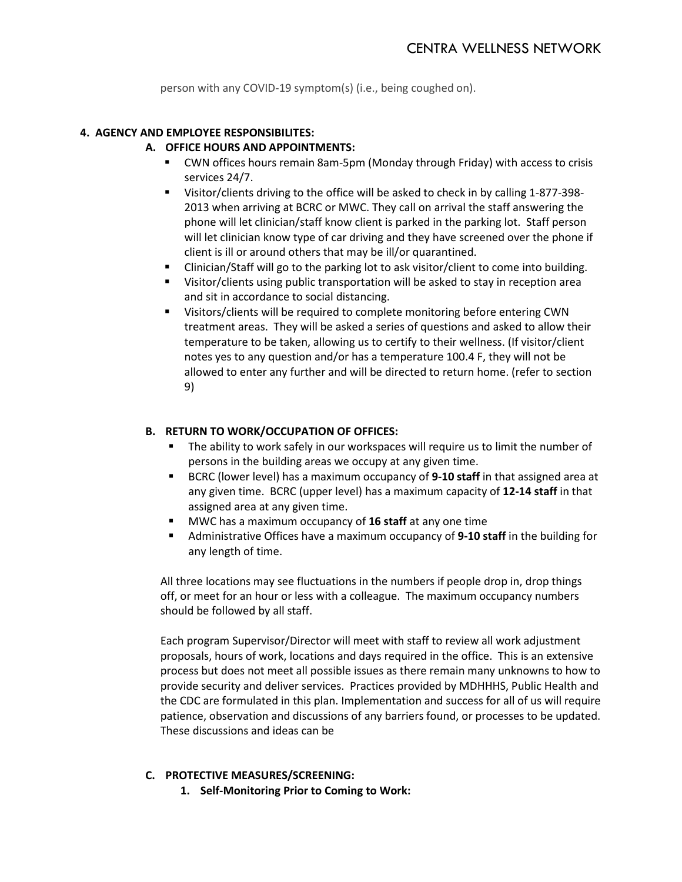person with any COVID-19 symptom(s) (i.e., being coughed on).

## 4. AGENCY AND EMPLOYEE RESPONSIBILITES:

### A. OFFICE HOURS AND APPOINTMENTS:

- CWN offices hours remain 8am-5pm (Monday through Friday) with access to crisis services 24/7.
- Visitor/clients driving to the office will be asked to check in by calling 1-877-398-2013 when arriving at BCRC or MWC. They call on arrival the staff answering the phone will let clinician/staff know client is parked in the parking lot. Staff person will let clinician know type of car driving and they have screened over the phone if client is ill or around others that may be ill/or quarantined.
- Clinician/Staff will go to the parking lot to ask visitor/client to come into building.
- Visitor/clients using public transportation will be asked to stay in reception area and sit in accordance to social distancing.
- Visitors/clients will be required to complete monitoring before entering CWN treatment areas. They will be asked a series of questions and asked to allow their temperature to be taken, allowing us to certify to their wellness. (If visitor/client notes yes to any question and/or has a temperature 100.4 F, they will not be allowed to enter any further and will be directed to return home. (refer to section 9)

### B. RETURN TO WORK/OCCUPATION OF OFFICES:

- The ability to work safely in our workspaces will require us to limit the number of persons in the building areas we occupy at any given time.
- BCRC (lower level) has a maximum occupancy of **9-10 staff** in that assigned area at any given time. BCRC (upper level) has a maximum capacity of **12-14 staff** in that assigned area at any given time.
- MWC has a maximum occupancy of **16 staff** at any one time
- Administrative Offices have a maximum occupancy of **9-10 staff** in the building for any length of time.

All three locations may see fluctuations in the numbers if people drop in, drop things off, or meet for an hour or less with a colleague. The maximum occupancy numbers should be followed by all staff.

Each program Supervisor/Director will meet with staff to review all work adjustment proposals, hours of work, locations and days required in the office. This is an extensive process but does not meet all possible issues as there remain many unknowns to how to provide security and deliver services. Practices provided by MDHHHS, Public Health and the CDC are formulated in this plan. Implementation and success for all of us will require patience, observation and discussions of any barriers found, or processes to be updated. These discussions and ideas can be

### C. PROTECTIVE MEASURES/SCREENING:

#### 1. Self-Monitoring Prior to Coming to Work: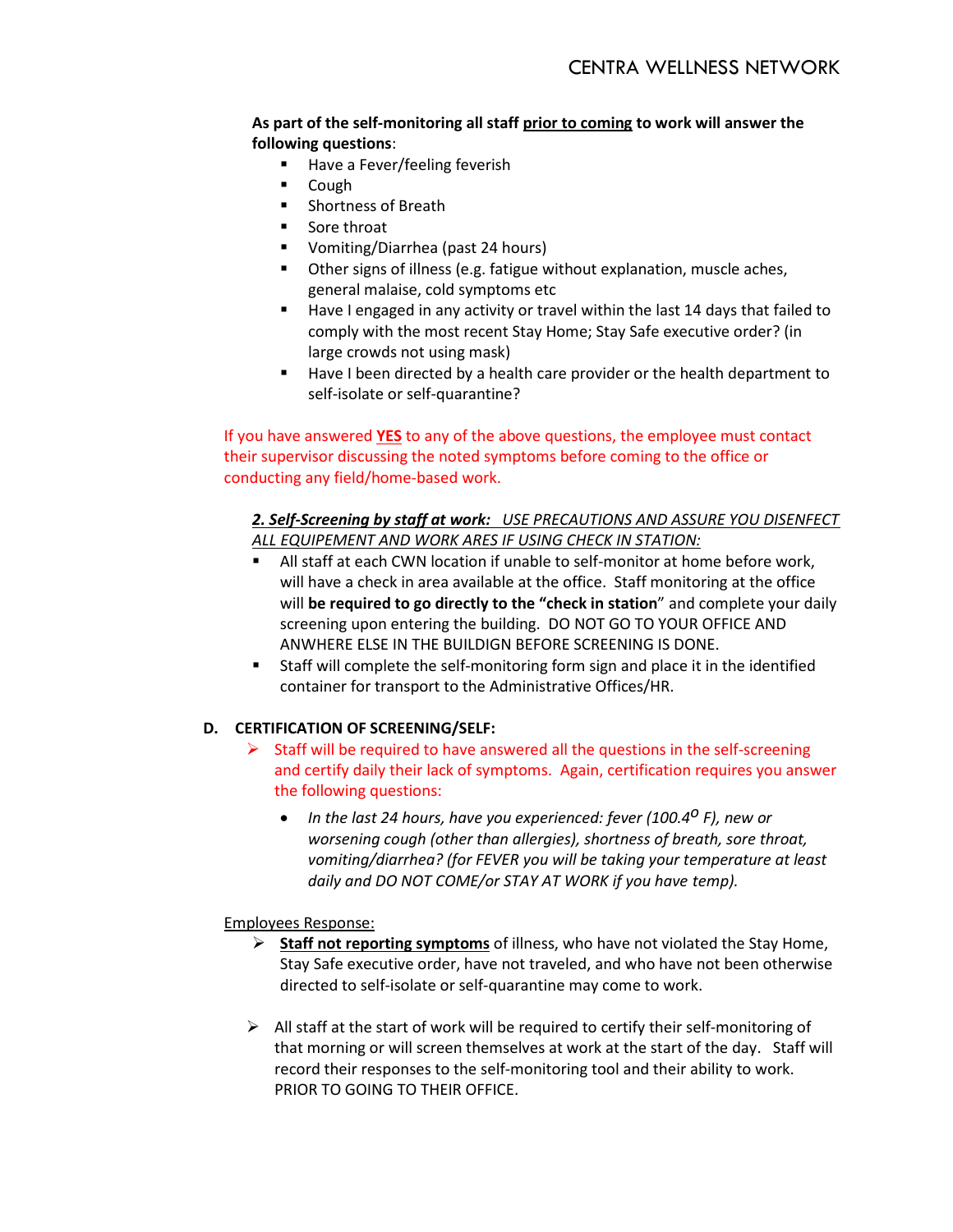**As part of the self-monitoring all staff prior to coming to work will answer the following questions**:

- Have a Fever/feeling feverish
- Cough
- Shortness of Breath
- Sore throat
- Vomiting/Diarrhea (past 24 hours)
- Other signs of illness (e.g. fatigue without explanation, muscle aches, general malaise, cold symptoms etc
- Have I engaged in any activity or travel within the last 14 days that failed to comply with the most recent Stay Home; Stay Safe executive order? (in large crowds not using mask)
- Have I been directed by a health care provider or the health department to self-isolate or self-quarantine?

If you have answered **YES** to any of the above questions, the employee must contact their supervisor discussing the noted symptoms before coming to the office or conducting any field/home-based work.

***2. Self-Screening by staff at work:*** *USE PRECAUTIONS AND ASSURE YOU DISENFECT ALL EQUIPEMENT AND WORK ARES IF USING CHECK IN STATION:*

- All staff at each CWN location if unable to self-monitor at home before work, will have a check in area available at the office. Staff monitoring at the office will **be required to go directly to the "check in station**" and complete your daily screening upon entering the building. DO NOT GO TO YOUR OFFICE AND ANWHERE ELSE IN THE BUILDIGN BEFORE SCREENING IS DONE.
- Staff will complete the self-monitoring form sign and place it in the identified container for transport to the Administrative Offices/HR.

**D. CERTIFICATION OF SCREENING/SELF:**

- Staff will be required to have answered all the questions in the self-screening and certify daily their lack of symptoms. Again, certification requires you answer the following questions:
  - *In the last 24 hours, have you experienced: fever (100.4$^{O}$ F), new or worsening cough (other than allergies), shortness of breath, sore throat, vomiting/diarrhea? (for FEVER you will be taking your temperature at least daily and DO NOT COME/or STAY AT WORK if you have temp).*

Employees Response:

- **Staff not reporting symptoms** of illness, who have not violated the Stay Home, Stay Safe executive order, have not traveled, and who have not been otherwise directed to self-isolate or self-quarantine may come to work.

- All staff at the start of work will be required to certify their self-monitoring of that morning or will screen themselves at work at the start of the day. Staff will record their responses to the self-monitoring tool and their ability to work. PRIOR TO GOING TO THEIR OFFICE.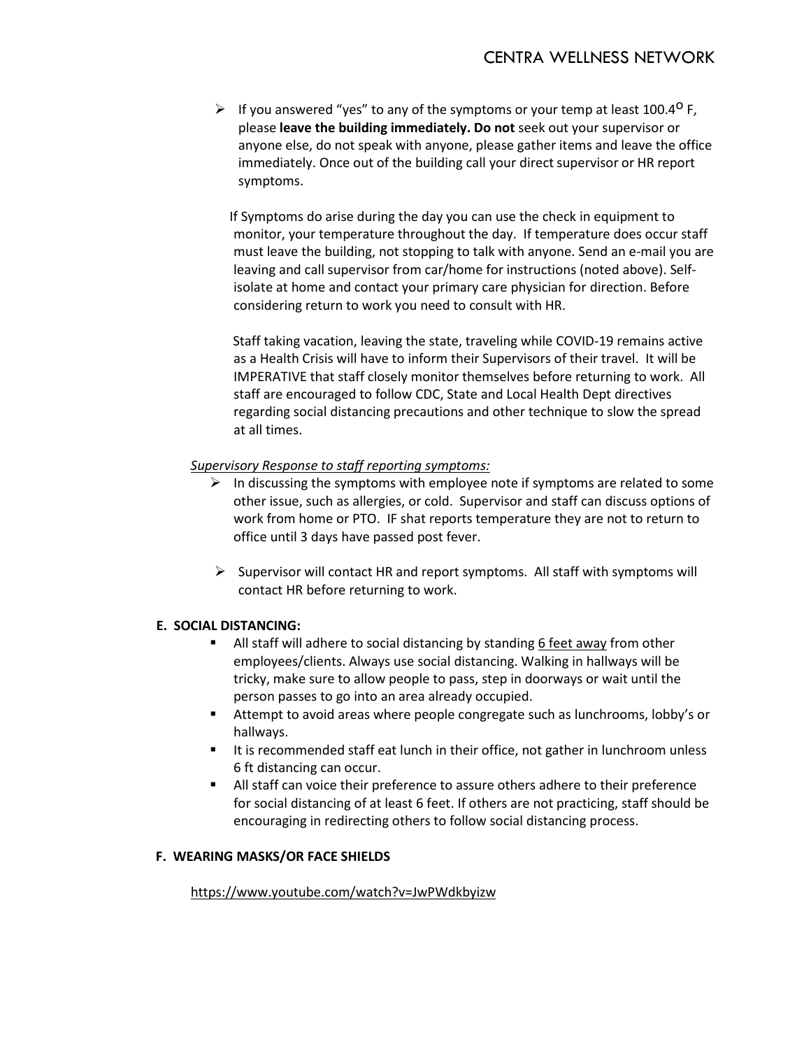- If you answered "yes" to any of the symptoms or your temp at least 100.4$^{O}$ F, please **leave the building immediately. Do not** seek out your supervisor or anyone else, do not speak with anyone, please gather items and leave the office immediately. Once out of the building call your direct supervisor or HR report symptoms.

  If Symptoms do arise during the day you can use the check in equipment to monitor, your temperature throughout the day. If temperature does occur staff must leave the building, not stopping to talk with anyone. Send an e-mail you are leaving and call supervisor from car/home for instructions (noted above). Self-isolate at home and contact your primary care physician for direction. Before considering return to work you need to consult with HR.

  Staff taking vacation, leaving the state, traveling while COVID-19 remains active as a Health Crisis will have to inform their Supervisors of their travel. It will be IMPERATIVE that staff closely monitor themselves before returning to work. All staff are encouraged to follow CDC, State and Local Health Dept directives regarding social distancing precautions and other technique to slow the spread at all times.

*Supervisory Response to staff reporting symptoms:*

- In discussing the symptoms with employee note if symptoms are related to some other issue, such as allergies, or cold. Supervisor and staff can discuss options of work from home or PTO. IF shat reports temperature they are not to return to office until 3 days have passed post fever.

- Supervisor will contact HR and report symptoms. All staff with symptoms will contact HR before returning to work.

**E. SOCIAL DISTANCING:**

- All staff will adhere to social distancing by standing 6 feet away from other employees/clients. Always use social distancing. Walking in hallways will be tricky, make sure to allow people to pass, step in doorways or wait until the person passes to go into an area already occupied.
- Attempt to avoid areas where people congregate such as lunchrooms, lobby's or hallways.
- It is recommended staff eat lunch in their office, not gather in lunchroom unless 6 ft distancing can occur.
- All staff can voice their preference to assure others adhere to their preference for social distancing of at least 6 feet. If others are not practicing, staff should be encouraging in redirecting others to follow social distancing process.

**F. WEARING MASKS/OR FACE SHIELDS**

https://www.youtube.com/watch?v=JwPWdkbyizw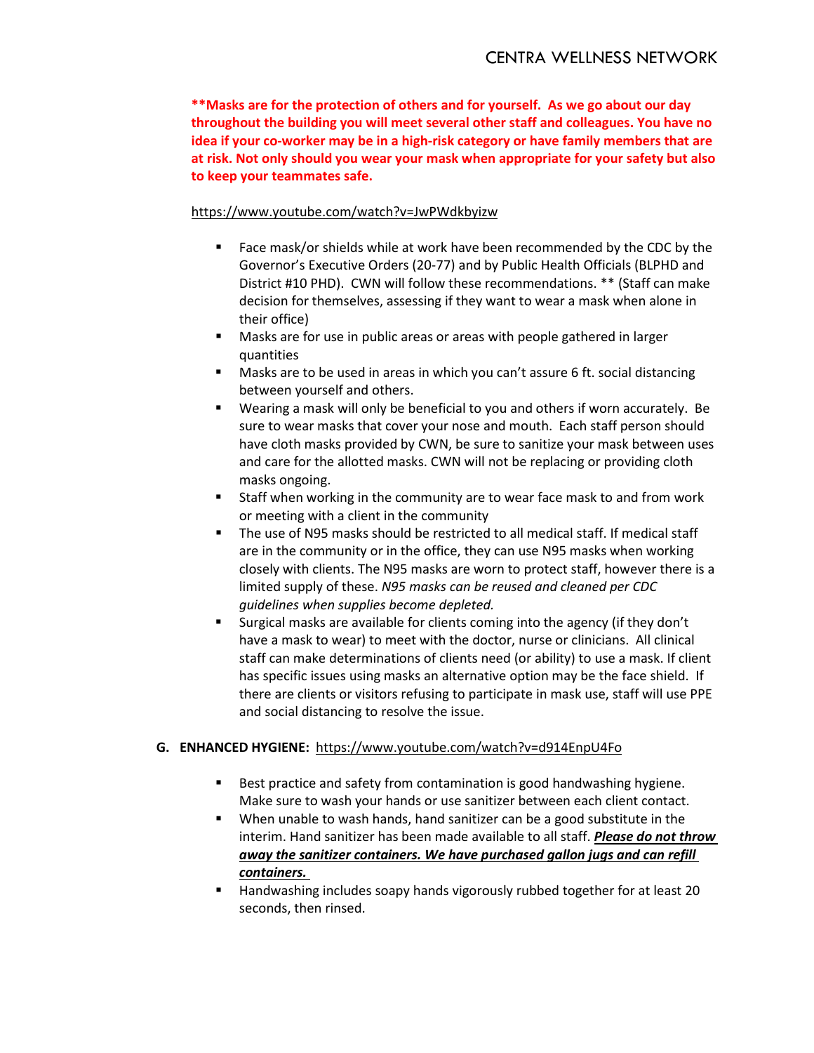**\*\*Masks are for the protection of others and for yourself. As we go about our day throughout the building you will meet several other staff and colleagues. You have no idea if your co-worker may be in a high-risk category or have family members that are at risk. Not only should you wear your mask when appropriate for your safety but also to keep your teammates safe.**

https://www.youtube.com/watch?v=JwPWdkbyizw

- Face mask/or shields while at work have been recommended by the CDC by the Governor's Executive Orders (20-77) and by Public Health Officials (BLPHD and District #10 PHD). CWN will follow these recommendations. ** (Staff can make decision for themselves, assessing if they want to wear a mask when alone in their office)
- Masks are for use in public areas or areas with people gathered in larger quantities
- Masks are to be used in areas in which you can't assure 6 ft. social distancing between yourself and others.
- Wearing a mask will only be beneficial to you and others if worn accurately. Be sure to wear masks that cover your nose and mouth. Each staff person should have cloth masks provided by CWN, be sure to sanitize your mask between uses and care for the allotted masks. CWN will not be replacing or providing cloth masks ongoing.
- Staff when working in the community are to wear face mask to and from work or meeting with a client in the community
- The use of N95 masks should be restricted to all medical staff. If medical staff are in the community or in the office, they can use N95 masks when working closely with clients. The N95 masks are worn to protect staff, however there is a limited supply of these. *N95 masks can be reused and cleaned per CDC guidelines when supplies become depleted.*
- Surgical masks are available for clients coming into the agency (if they don't have a mask to wear) to meet with the doctor, nurse or clinicians. All clinical staff can make determinations of clients need (or ability) to use a mask. If client has specific issues using masks an alternative option may be the face shield. If there are clients or visitors refusing to participate in mask use, staff will use PPE and social distancing to resolve the issue.

**G. ENHANCED HYGIENE:** https://www.youtube.com/watch?v=d914EnpU4Fo

- Best practice and safety from contamination is good handwashing hygiene. Make sure to wash your hands or use sanitizer between each client contact.
- When unable to wash hands, hand sanitizer can be a good substitute in the interim. Hand sanitizer has been made available to all staff. ***Please do not throw away the sanitizer containers. We have purchased gallon jugs and can refill containers.***
- Handwashing includes soapy hands vigorously rubbed together for at least 20 seconds, then rinsed.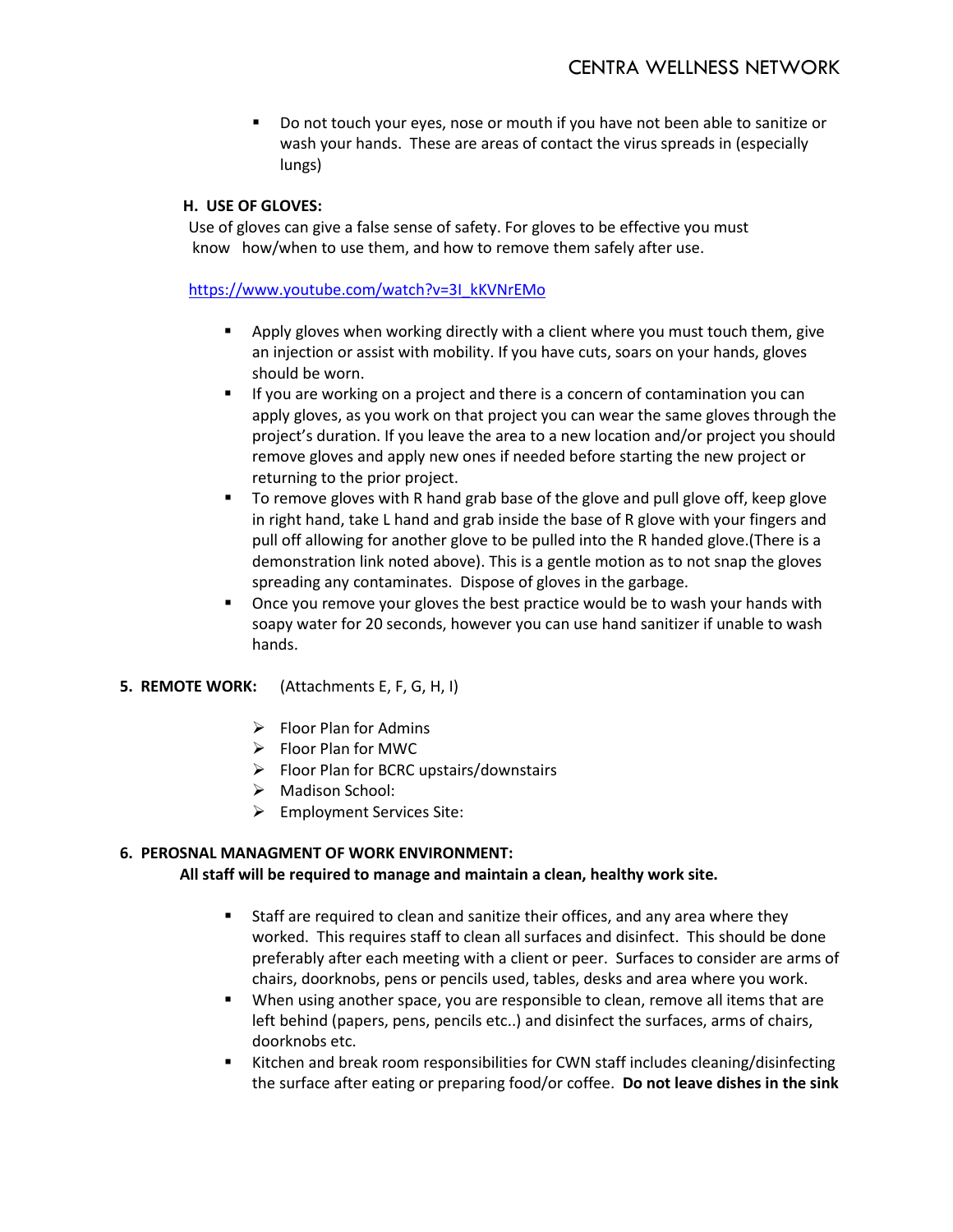- Do not touch your eyes, nose or mouth if you have not been able to sanitize or wash your hands. These are areas of contact the virus spreads in (especially lungs)

### H. USE OF GLOVES:

Use of gloves can give a false sense of safety. For gloves to be effective you must know how/when to use them, and how to remove them safely after use.

https://www.youtube.com/watch?v=3I_kKVNrEMo

- Apply gloves when working directly with a client where you must touch them, give an injection or assist with mobility. If you have cuts, soars on your hands, gloves should be worn.
- If you are working on a project and there is a concern of contamination you can apply gloves, as you work on that project you can wear the same gloves through the project's duration. If you leave the area to a new location and/or project you should remove gloves and apply new ones if needed before starting the new project or returning to the prior project.
- To remove gloves with R hand grab base of the glove and pull glove off, keep glove in right hand, take L hand and grab inside the base of R glove with your fingers and pull off allowing for another glove to be pulled into the R handed glove.(There is a demonstration link noted above). This is a gentle motion as to not snap the gloves spreading any contaminates. Dispose of gloves in the garbage.
- Once you remove your gloves the best practice would be to wash your hands with soapy water for 20 seconds, however you can use hand sanitizer if unable to wash hands.

## 5. REMOTE WORK: (Attachments E, F, G, H, I)

- Floor Plan for Admins
- Floor Plan for MWC
- Floor Plan for BCRC upstairs/downstairs
- Madison School:
- Employment Services Site:

## 6. PEROSNAL MANAGMENT OF WORK ENVIRONMENT:

**All staff will be required to manage and maintain a clean, healthy work site.**

- Staff are required to clean and sanitize their offices, and any area where they worked. This requires staff to clean all surfaces and disinfect. This should be done preferably after each meeting with a client or peer. Surfaces to consider are arms of chairs, doorknobs, pens or pencils used, tables, desks and area where you work.
- When using another space, you are responsible to clean, remove all items that are left behind (papers, pens, pencils etc..) and disinfect the surfaces, arms of chairs, doorknobs etc.
- Kitchen and break room responsibilities for CWN staff includes cleaning/disinfecting the surface after eating or preparing food/or coffee. **Do not leave dishes in the sink**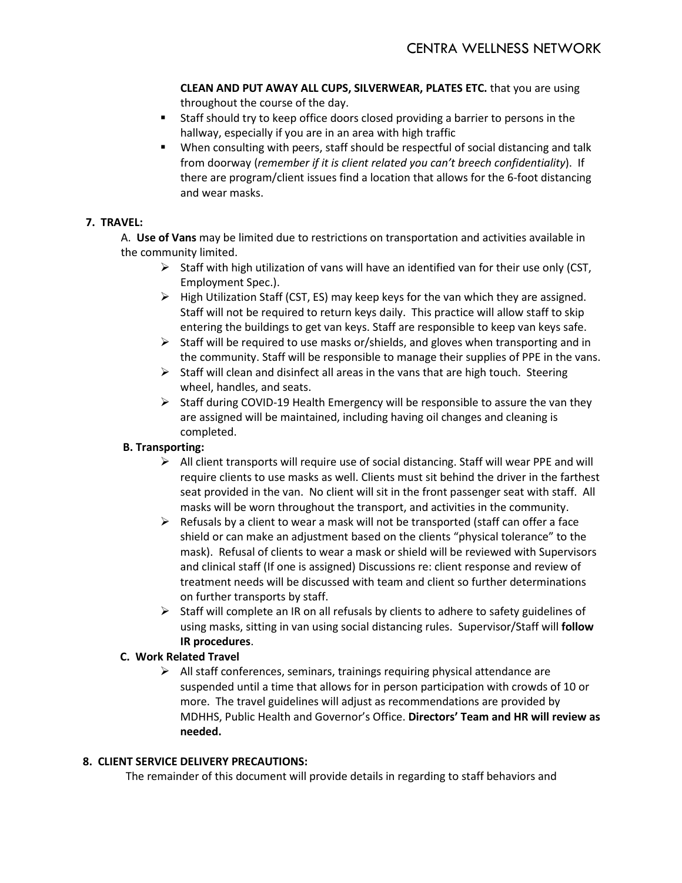**CLEAN AND PUT AWAY ALL CUPS, SILVERWEAR, PLATES ETC.** that you are using throughout the course of the day.

- Staff should try to keep office doors closed providing a barrier to persons in the hallway, especially if you are in an area with high traffic
- When consulting with peers, staff should be respectful of social distancing and talk from doorway (*remember if it is client related you can't breech confidentiality*). If there are program/client issues find a location that allows for the 6-foot distancing and wear masks.

**7. TRAVEL:**

A. **Use of Vans** may be limited due to restrictions on transportation and activities available in the community limited.

- Staff with high utilization of vans will have an identified van for their use only (CST, Employment Spec.).
- High Utilization Staff (CST, ES) may keep keys for the van which they are assigned. Staff will not be required to return keys daily. This practice will allow staff to skip entering the buildings to get van keys. Staff are responsible to keep van keys safe.
- Staff will be required to use masks or/shields, and gloves when transporting and in the community. Staff will be responsible to manage their supplies of PPE in the vans.
- Staff will clean and disinfect all areas in the vans that are high touch. Steering wheel, handles, and seats.
- Staff during COVID-19 Health Emergency will be responsible to assure the van they are assigned will be maintained, including having oil changes and cleaning is completed.

**B. Transporting:**

- All client transports will require use of social distancing. Staff will wear PPE and will require clients to use masks as well. Clients must sit behind the driver in the farthest seat provided in the van. No client will sit in the front passenger seat with staff. All masks will be worn throughout the transport, and activities in the community.
- Refusals by a client to wear a mask will not be transported (staff can offer a face shield or can make an adjustment based on the clients "physical tolerance" to the mask). Refusal of clients to wear a mask or shield will be reviewed with Supervisors and clinical staff (If one is assigned) Discussions re: client response and review of treatment needs will be discussed with team and client so further determinations on further transports by staff.
- Staff will complete an IR on all refusals by clients to adhere to safety guidelines of using masks, sitting in van using social distancing rules. Supervisor/Staff will **follow IR procedures**.

**C. Work Related Travel**

- All staff conferences, seminars, trainings requiring physical attendance are suspended until a time that allows for in person participation with crowds of 10 or more. The travel guidelines will adjust as recommendations are provided by MDHHS, Public Health and Governor's Office. **Directors' Team and HR will review as needed.**

**8. CLIENT SERVICE DELIVERY PRECAUTIONS:**

The remainder of this document will provide details in regarding to staff behaviors and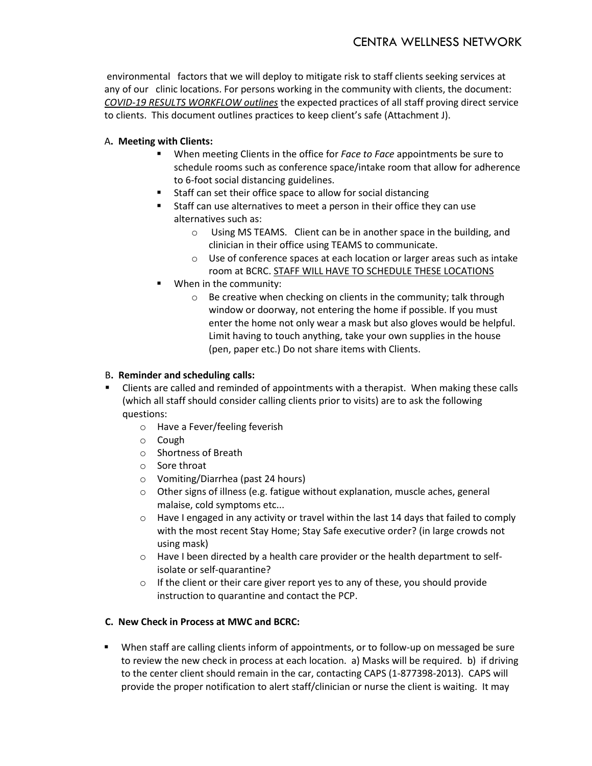environmental factors that we will deploy to mitigate risk to staff clients seeking services at any of our clinic locations. For persons working in the community with clients, the document: *COVID-19 RESULTS WORKFLOW outlines* the expected practices of all staff proving direct service to clients. This document outlines practices to keep client's safe (Attachment J).

A**. Meeting with Clients:**

- When meeting Clients in the office for *Face to Face* appointments be sure to schedule rooms such as conference space/intake room that allow for adherence to 6-foot social distancing guidelines.
- Staff can set their office space to allow for social distancing
- Staff can use alternatives to meet a person in their office they can use alternatives such as:
  - Using MS TEAMS. Client can be in another space in the building, and clinician in their office using TEAMS to communicate.
  - Use of conference spaces at each location or larger areas such as intake room at BCRC. STAFF WILL HAVE TO SCHEDULE THESE LOCATIONS
- When in the community:
  - Be creative when checking on clients in the community; talk through window or doorway, not entering the home if possible. If you must enter the home not only wear a mask but also gloves would be helpful. Limit having to touch anything, take your own supplies in the house (pen, paper etc.) Do not share items with Clients.

B**. Reminder and scheduling calls:**

- Clients are called and reminded of appointments with a therapist. When making these calls (which all staff should consider calling clients prior to visits) are to ask the following questions:
  - Have a Fever/feeling feverish
  - Cough
  - Shortness of Breath
  - Sore throat
  - Vomiting/Diarrhea (past 24 hours)
  - Other signs of illness (e.g. fatigue without explanation, muscle aches, general malaise, cold symptoms etc...
  - Have I engaged in any activity or travel within the last 14 days that failed to comply with the most recent Stay Home; Stay Safe executive order? (in large crowds not using mask)
  - Have I been directed by a health care provider or the health department to self-isolate or self-quarantine?
  - If the client or their care giver report yes to any of these, you should provide instruction to quarantine and contact the PCP.

**C. New Check in Process at MWC and BCRC:**

- When staff are calling clients inform of appointments, or to follow-up on messaged be sure to review the new check in process at each location. a) Masks will be required. b) if driving to the center client should remain in the car, contacting CAPS (1-877398-2013). CAPS will provide the proper notification to alert staff/clinician or nurse the client is waiting. It may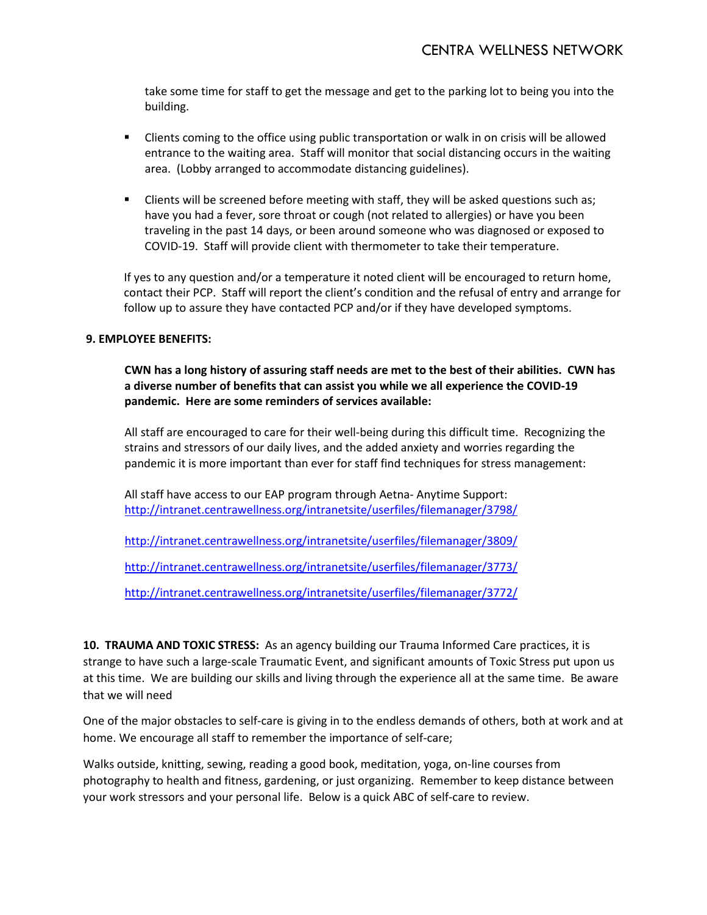take some time for staff to get the message and get to the parking lot to being you into the building.

- Clients coming to the office using public transportation or walk in on crisis will be allowed entrance to the waiting area. Staff will monitor that social distancing occurs in the waiting area. (Lobby arranged to accommodate distancing guidelines).

- Clients will be screened before meeting with staff, they will be asked questions such as; have you had a fever, sore throat or cough (not related to allergies) or have you been traveling in the past 14 days, or been around someone who was diagnosed or exposed to COVID-19. Staff will provide client with thermometer to take their temperature.

If yes to any question and/or a temperature it noted client will be encouraged to return home, contact their PCP. Staff will report the client's condition and the refusal of entry and arrange for follow up to assure they have contacted PCP and/or if they have developed symptoms.

**9. EMPLOYEE BENEFITS:**

**CWN has a long history of assuring staff needs are met to the best of their abilities. CWN has a diverse number of benefits that can assist you while we all experience the COVID-19 pandemic. Here are some reminders of services available:**

All staff are encouraged to care for their well-being during this difficult time. Recognizing the strains and stressors of our daily lives, and the added anxiety and worries regarding the pandemic it is more important than ever for staff find techniques for stress management:

All staff have access to our EAP program through Aetna- Anytime Support:
http://intranet.centrawellness.org/intranetsite/userfiles/filemanager/3798/

http://intranet.centrawellness.org/intranetsite/userfiles/filemanager/3809/

http://intranet.centrawellness.org/intranetsite/userfiles/filemanager/3773/

http://intranet.centrawellness.org/intranetsite/userfiles/filemanager/3772/

**10. TRAUMA AND TOXIC STRESS:** As an agency building our Trauma Informed Care practices, it is strange to have such a large-scale Traumatic Event, and significant amounts of Toxic Stress put upon us at this time. We are building our skills and living through the experience all at the same time. Be aware that we will need

One of the major obstacles to self-care is giving in to the endless demands of others, both at work and at home. We encourage all staff to remember the importance of self-care;

Walks outside, knitting, sewing, reading a good book, meditation, yoga, on-line courses from photography to health and fitness, gardening, or just organizing. Remember to keep distance between your work stressors and your personal life. Below is a quick ABC of self-care to review.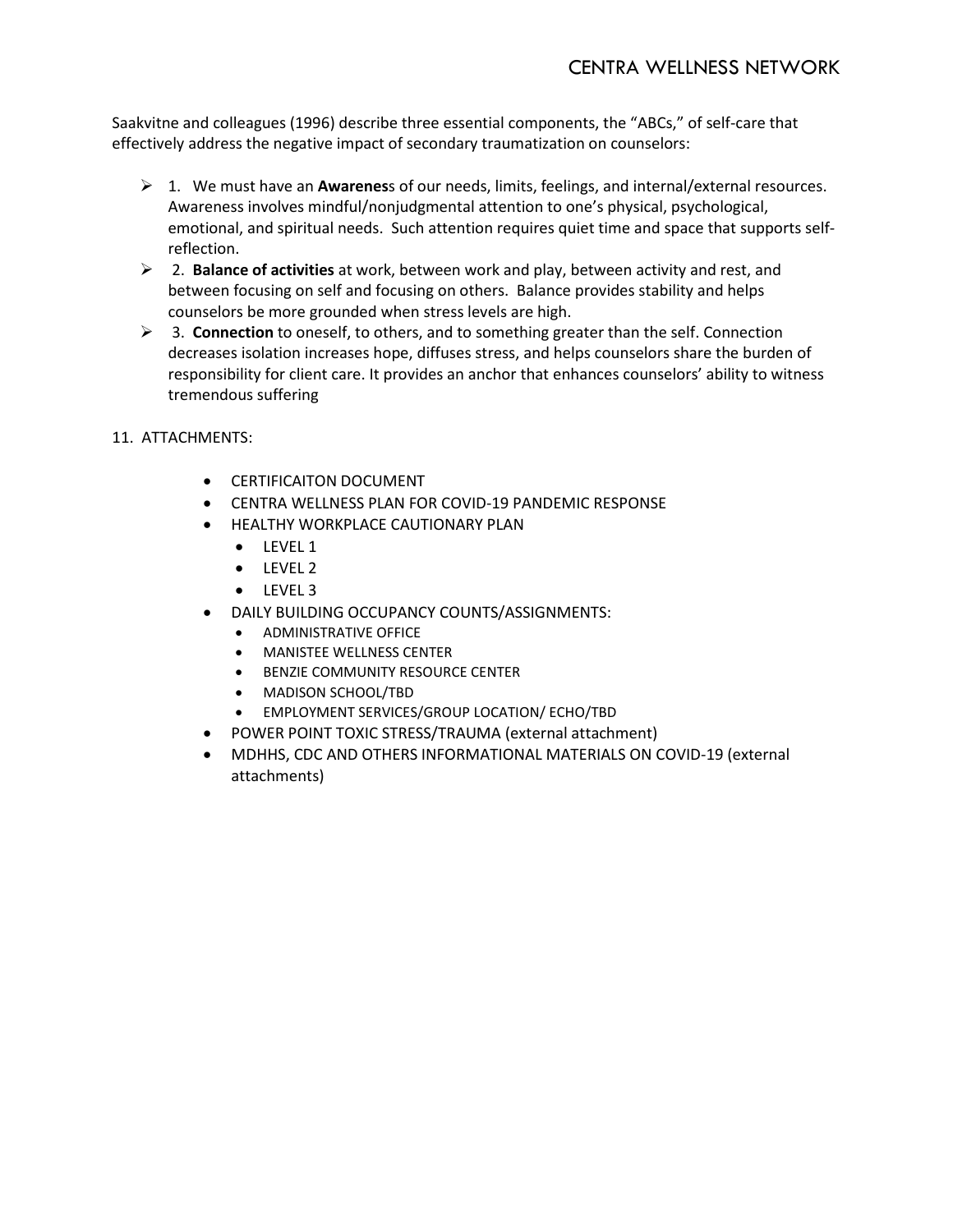Saakvitne and colleagues (1996) describe three essential components, the "ABCs," of self-care that effectively address the negative impact of secondary traumatization on counselors:

- 1. We must have an **Awareness** of our needs, limits, feelings, and internal/external resources. Awareness involves mindful/nonjudgmental attention to one's physical, psychological, emotional, and spiritual needs. Such attention requires quiet time and space that supports self-reflection.
- 2. **Balance of activities** at work, between work and play, between activity and rest, and between focusing on self and focusing on others. Balance provides stability and helps counselors be more grounded when stress levels are high.
- 3. **Connection** to oneself, to others, and to something greater than the self. Connection decreases isolation increases hope, diffuses stress, and helps counselors share the burden of responsibility for client care. It provides an anchor that enhances counselors' ability to witness tremendous suffering

11. ATTACHMENTS:

- CERTIFICAITON DOCUMENT
- CENTRA WELLNESS PLAN FOR COVID-19 PANDEMIC RESPONSE
- HEALTHY WORKPLACE CAUTIONARY PLAN
  - LEVEL 1
  - LEVEL 2
  - LEVEL 3
- DAILY BUILDING OCCUPANCY COUNTS/ASSIGNMENTS:
  - ADMINISTRATIVE OFFICE
  - MANISTEE WELLNESS CENTER
  - BENZIE COMMUNITY RESOURCE CENTER
  - MADISON SCHOOL/TBD
  - EMPLOYMENT SERVICES/GROUP LOCATION/ ECHO/TBD
- POWER POINT TOXIC STRESS/TRAUMA (external attachment)
- MDHHS, CDC AND OTHERS INFORMATIONAL MATERIALS ON COVID-19 (external attachments)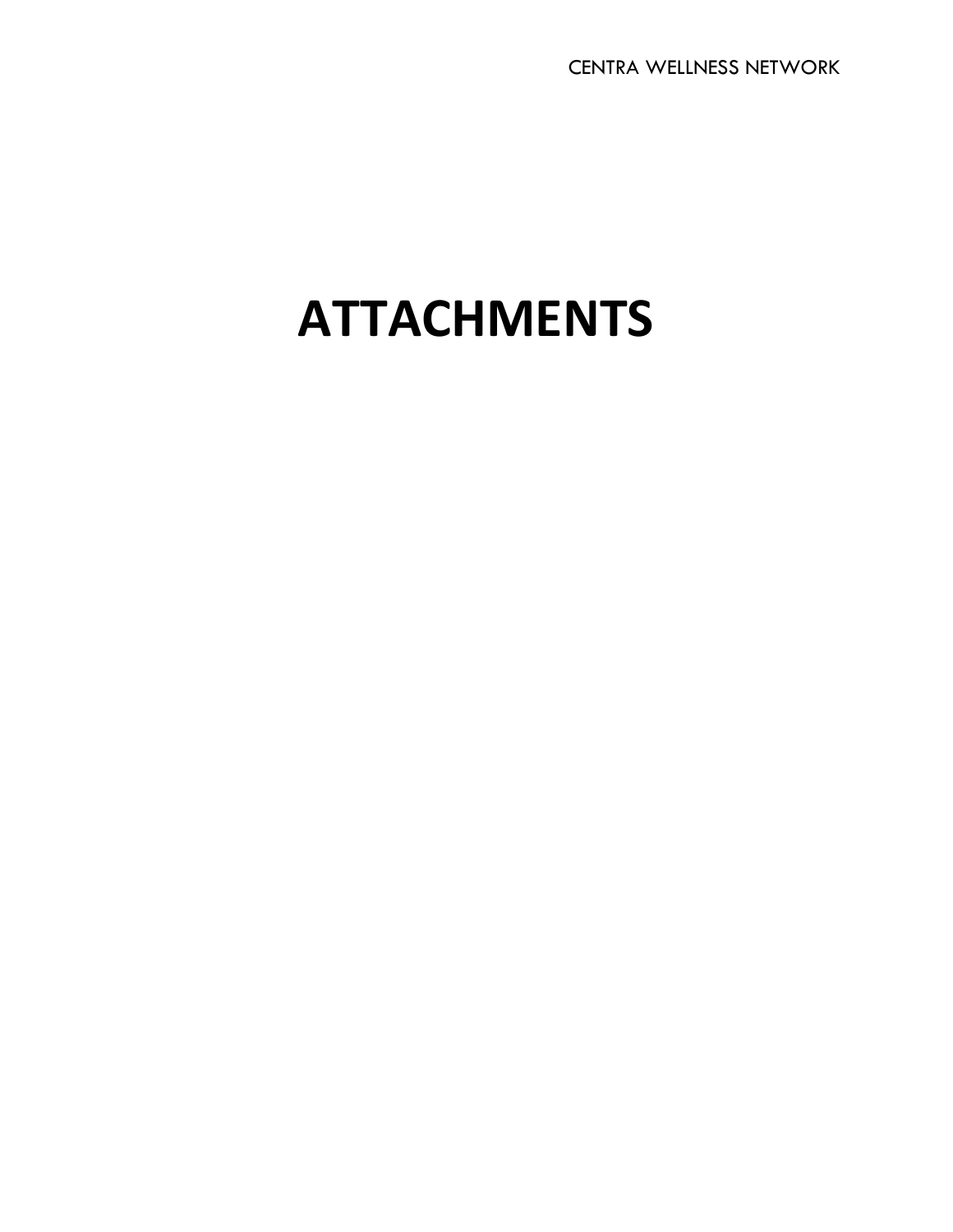# ATTACHMENTS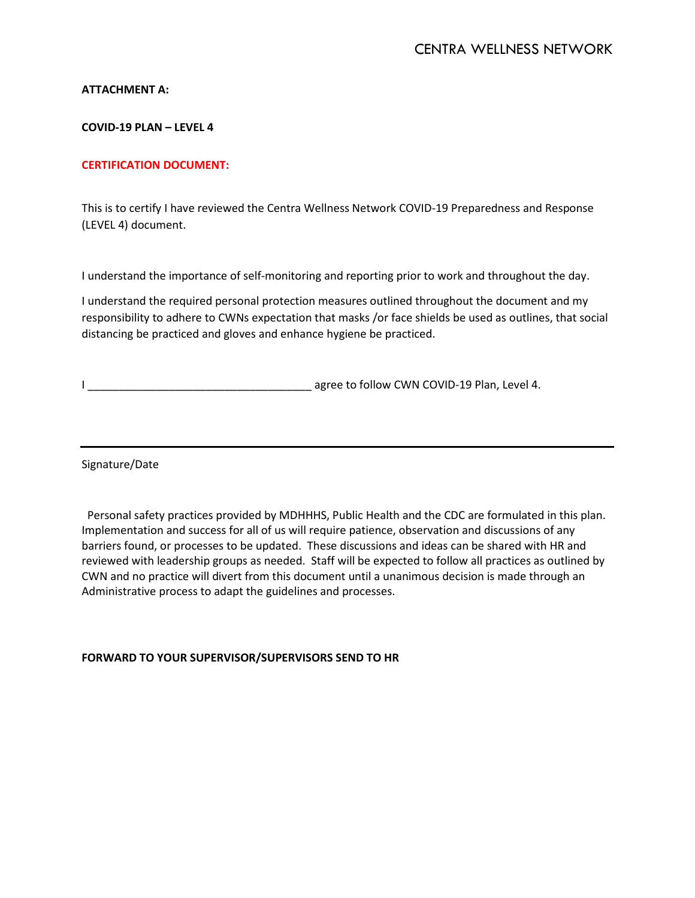**ATTACHMENT A:**

**COVID-19 PLAN – LEVEL 4**

**CERTIFICATION DOCUMENT:**

This is to certify I have reviewed the Centra Wellness Network COVID-19 Preparedness and Response (LEVEL 4) document.

I understand the importance of self-monitoring and reporting prior to work and throughout the day.

I understand the required personal protection measures outlined throughout the document and my responsibility to adhere to CWNs expectation that masks /or face shields be used as outlines, that social distancing be practiced and gloves and enhance hygiene be practiced.

I ____________________________________ agree to follow CWN COVID-19 Plan, Level 4.

______________________________________________________________________

Signature/Date

Personal safety practices provided by MDHHHS, Public Health and the CDC are formulated in this plan. Implementation and success for all of us will require patience, observation and discussions of any barriers found, or processes to be updated. These discussions and ideas can be shared with HR and reviewed with leadership groups as needed. Staff will be expected to follow all practices as outlined by CWN and no practice will divert from this document until a unanimous decision is made through an Administrative process to adapt the guidelines and processes.

**FORWARD TO YOUR SUPERVISOR/SUPERVISORS SEND TO HR**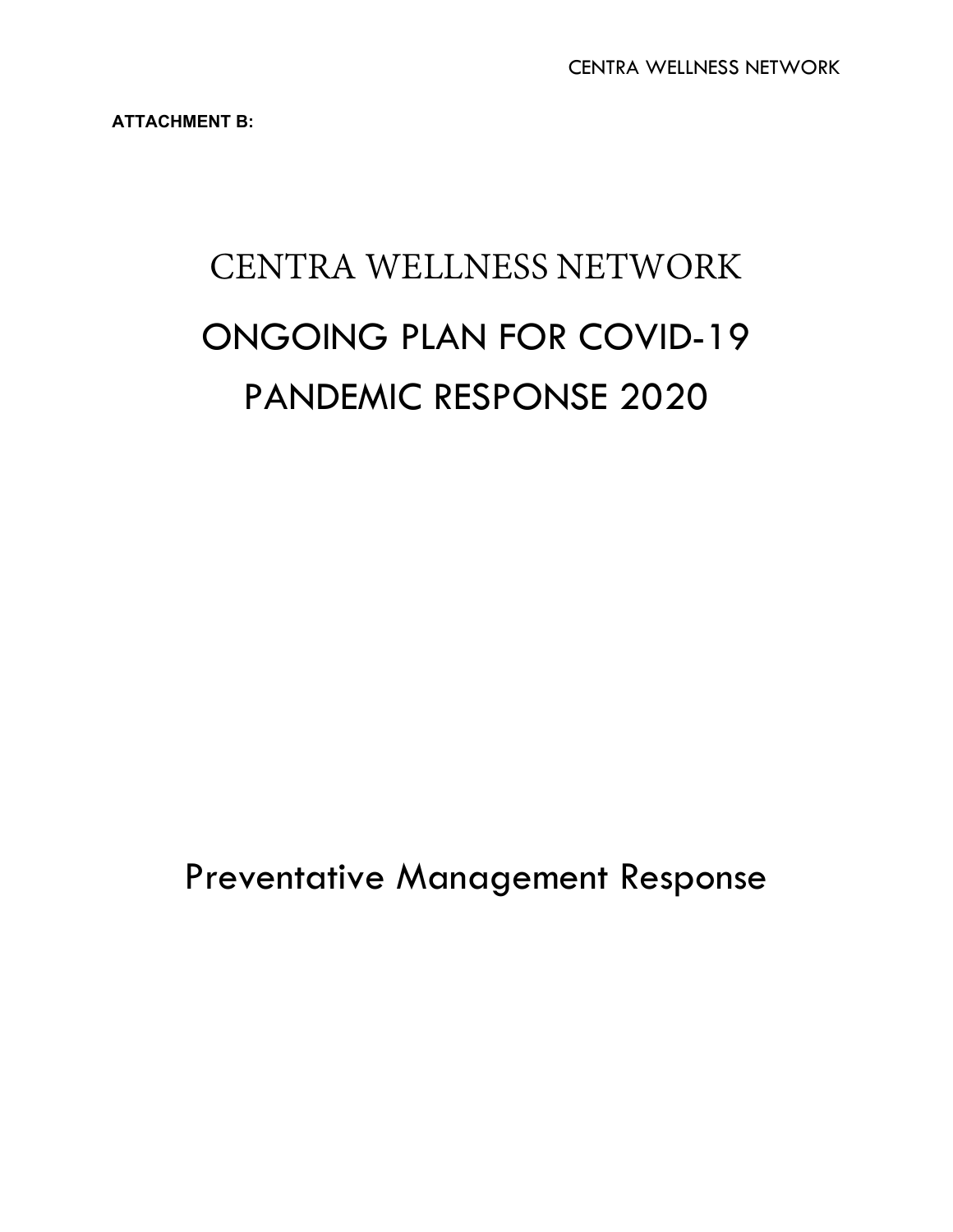**ATTACHMENT B:**

# CENTRA WELLNESS NETWORK

# ONGOING PLAN FOR COVID-19 PANDEMIC RESPONSE 2020

## Preventative Management Response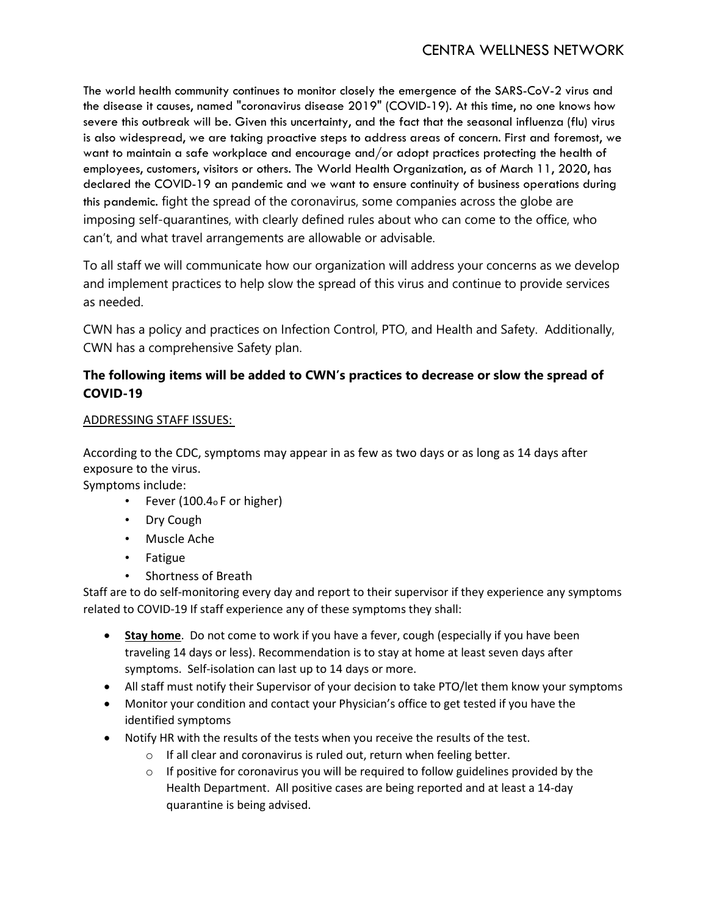The world health community continues to monitor closely the emergence of the SARS-CoV-2 virus and the disease it causes, named "coronavirus disease 2019" (COVID-19). At this time, no one knows how severe this outbreak will be. Given this uncertainty, and the fact that the seasonal influenza (flu) virus is also widespread, we are taking proactive steps to address areas of concern. First and foremost, we want to maintain a safe workplace and encourage and/or adopt practices protecting the health of employees, customers, visitors or others. The World Health Organization, as of March 11, 2020, has declared the COVID-19 an pandemic and we want to ensure continuity of business operations during this pandemic. fight the spread of the coronavirus, some companies across the globe are imposing self-quarantines, with clearly defined rules about who can come to the office, who can't, and what travel arrangements are allowable or advisable.

To all staff we will communicate how our organization will address your concerns as we develop and implement practices to help slow the spread of this virus and continue to provide services as needed.

CWN has a policy and practices on Infection Control, PTO, and Health and Safety. Additionally, CWN has a comprehensive Safety plan.

### The following items will be added to CWN's practices to decrease or slow the spread of COVID-19

ADDRESSING STAFF ISSUES:

According to the CDC, symptoms may appear in as few as two days or as long as 14 days after exposure to the virus.
Symptoms include:

- Fever (100.4$^{o}$ F or higher)
- Dry Cough
- Muscle Ache
- Fatigue
- Shortness of Breath

Staff are to do self-monitoring every day and report to their supervisor if they experience any symptoms related to COVID-19 If staff experience any of these symptoms they shall:

- **Stay home**. Do not come to work if you have a fever, cough (especially if you have been traveling 14 days or less). Recommendation is to stay at home at least seven days after symptoms. Self-isolation can last up to 14 days or more.
- All staff must notify their Supervisor of your decision to take PTO/let them know your symptoms
- Monitor your condition and contact your Physician's office to get tested if you have the identified symptoms
- Notify HR with the results of the tests when you receive the results of the test.
  - If all clear and coronavirus is ruled out, return when feeling better.
  - If positive for coronavirus you will be required to follow guidelines provided by the Health Department. All positive cases are being reported and at least a 14-day quarantine is being advised.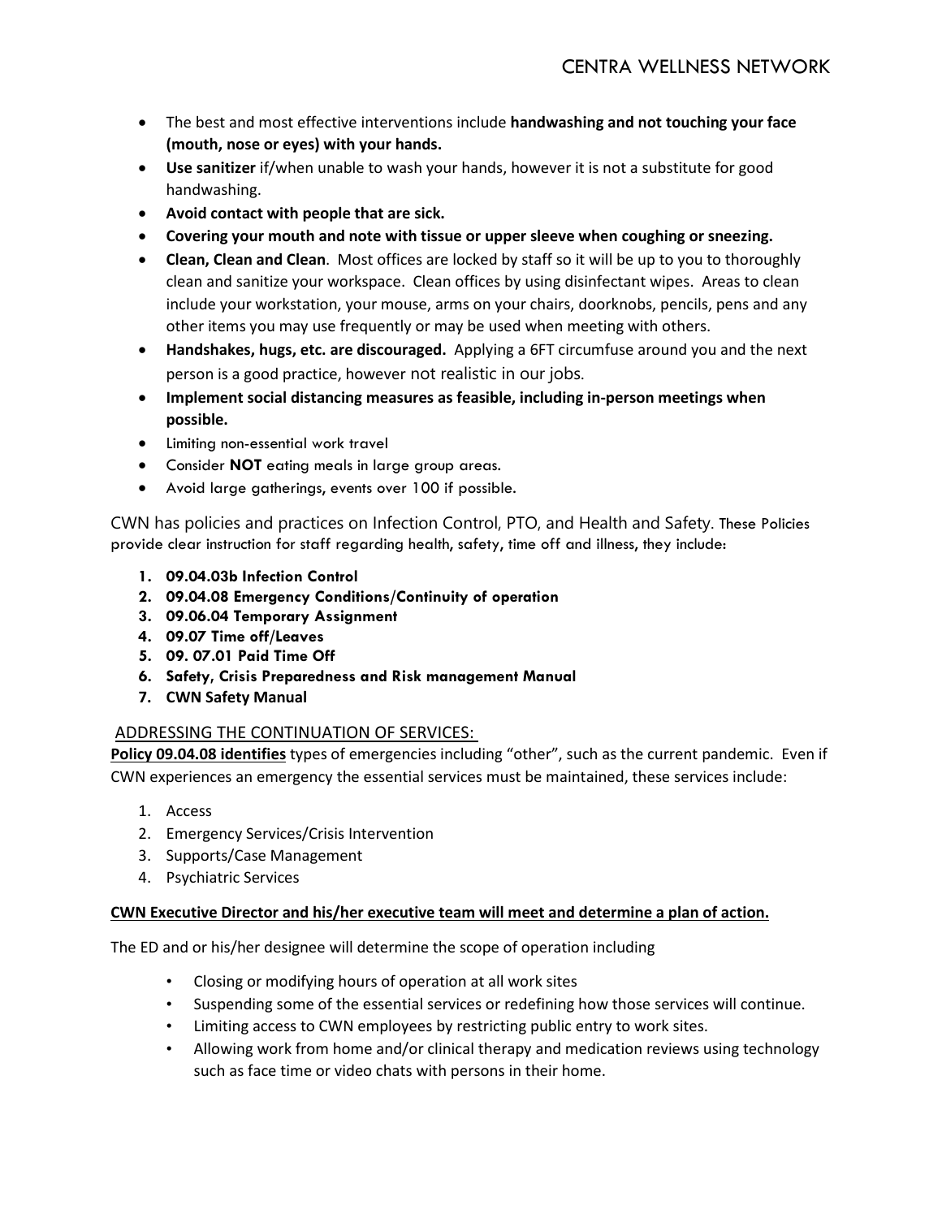- The best and most effective interventions include **handwashing and not touching your face (mouth, nose or eyes) with your hands.**
- **Use sanitizer** if/when unable to wash your hands, however it is not a substitute for good handwashing.
- **Avoid contact with people that are sick.**
- **Covering your mouth and note with tissue or upper sleeve when coughing or sneezing.**
- **Clean, Clean and Clean**. Most offices are locked by staff so it will be up to you to thoroughly clean and sanitize your workspace. Clean offices by using disinfectant wipes. Areas to clean include your workstation, your mouse, arms on your chairs, doorknobs, pencils, pens and any other items you may use frequently or may be used when meeting with others.
- **Handshakes, hugs, etc. are discouraged.** Applying a 6FT circumfuse around you and the next person is a good practice, however not realistic in our jobs.
- **Implement social distancing measures as feasible, including in-person meetings when possible.**
- Limiting non-essential work travel
- Consider **NOT** eating meals in large group areas.
- Avoid large gatherings, events over 100 if possible.

CWN has policies and practices on Infection Control, PTO, and Health and Safety. These Policies provide clear instruction for staff regarding health, safety, time off and illness, they include:

1. **09.04.03b Infection Control**
2. **09.04.08 Emergency Conditions/Continuity of operation**
3. **09.06.04 Temporary Assignment**
4. **09.07 Time off/Leaves**
5. **09. 07.01 Paid Time Off**
6. **Safety, Crisis Preparedness and Risk management Manual**
7. **CWN Safety Manual**

## ADDRESSING THE CONTINUATION OF SERVICES:

**Policy 09.04.08 identifies** types of emergencies including "other", such as the current pandemic. Even if CWN experiences an emergency the essential services must be maintained, these services include:

1. Access
2. Emergency Services/Crisis Intervention
3. Supports/Case Management
4. Psychiatric Services

**CWN Executive Director and his/her executive team will meet and determine a plan of action.**

The ED and or his/her designee will determine the scope of operation including

- Closing or modifying hours of operation at all work sites
- Suspending some of the essential services or redefining how those services will continue.
- Limiting access to CWN employees by restricting public entry to work sites.
- Allowing work from home and/or clinical therapy and medication reviews using technology such as face time or video chats with persons in their home.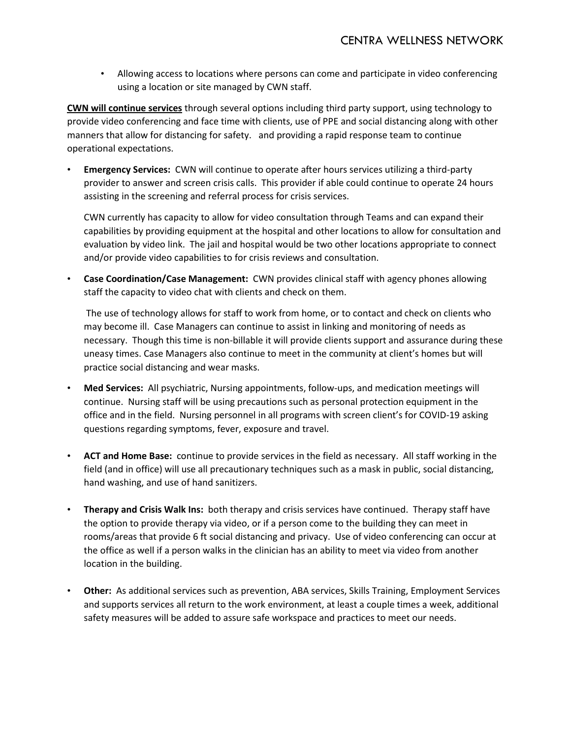- Allowing access to locations where persons can come and participate in video conferencing using a location or site managed by CWN staff.

**CWN will continue services** through several options including third party support, using technology to provide video conferencing and face time with clients, use of PPE and social distancing along with other manners that allow for distancing for safety. and providing a rapid response team to continue operational expectations.

- **Emergency Services:** CWN will continue to operate after hours services utilizing a third-party provider to answer and screen crisis calls. This provider if able could continue to operate 24 hours assisting in the screening and referral process for crisis services.

  CWN currently has capacity to allow for video consultation through Teams and can expand their capabilities by providing equipment at the hospital and other locations to allow for consultation and evaluation by video link. The jail and hospital would be two other locations appropriate to connect and/or provide video capabilities to for crisis reviews and consultation.

- **Case Coordination/Case Management:** CWN provides clinical staff with agency phones allowing staff the capacity to video chat with clients and check on them.

  The use of technology allows for staff to work from home, or to contact and check on clients who may become ill. Case Managers can continue to assist in linking and monitoring of needs as necessary. Though this time is non-billable it will provide clients support and assurance during these uneasy times. Case Managers also continue to meet in the community at client's homes but will practice social distancing and wear masks.

- **Med Services:** All psychiatric, Nursing appointments, follow-ups, and medication meetings will continue. Nursing staff will be using precautions such as personal protection equipment in the office and in the field. Nursing personnel in all programs with screen client's for COVID-19 asking questions regarding symptoms, fever, exposure and travel.

- **ACT and Home Base:** continue to provide services in the field as necessary. All staff working in the field (and in office) will use all precautionary techniques such as a mask in public, social distancing, hand washing, and use of hand sanitizers.

- **Therapy and Crisis Walk Ins:** both therapy and crisis services have continued. Therapy staff have the option to provide therapy via video, or if a person come to the building they can meet in rooms/areas that provide 6 ft social distancing and privacy. Use of video conferencing can occur at the office as well if a person walks in the clinician has an ability to meet via video from another location in the building.

- **Other:** As additional services such as prevention, ABA services, Skills Training, Employment Services and supports services all return to the work environment, at least a couple times a week, additional safety measures will be added to assure safe workspace and practices to meet our needs.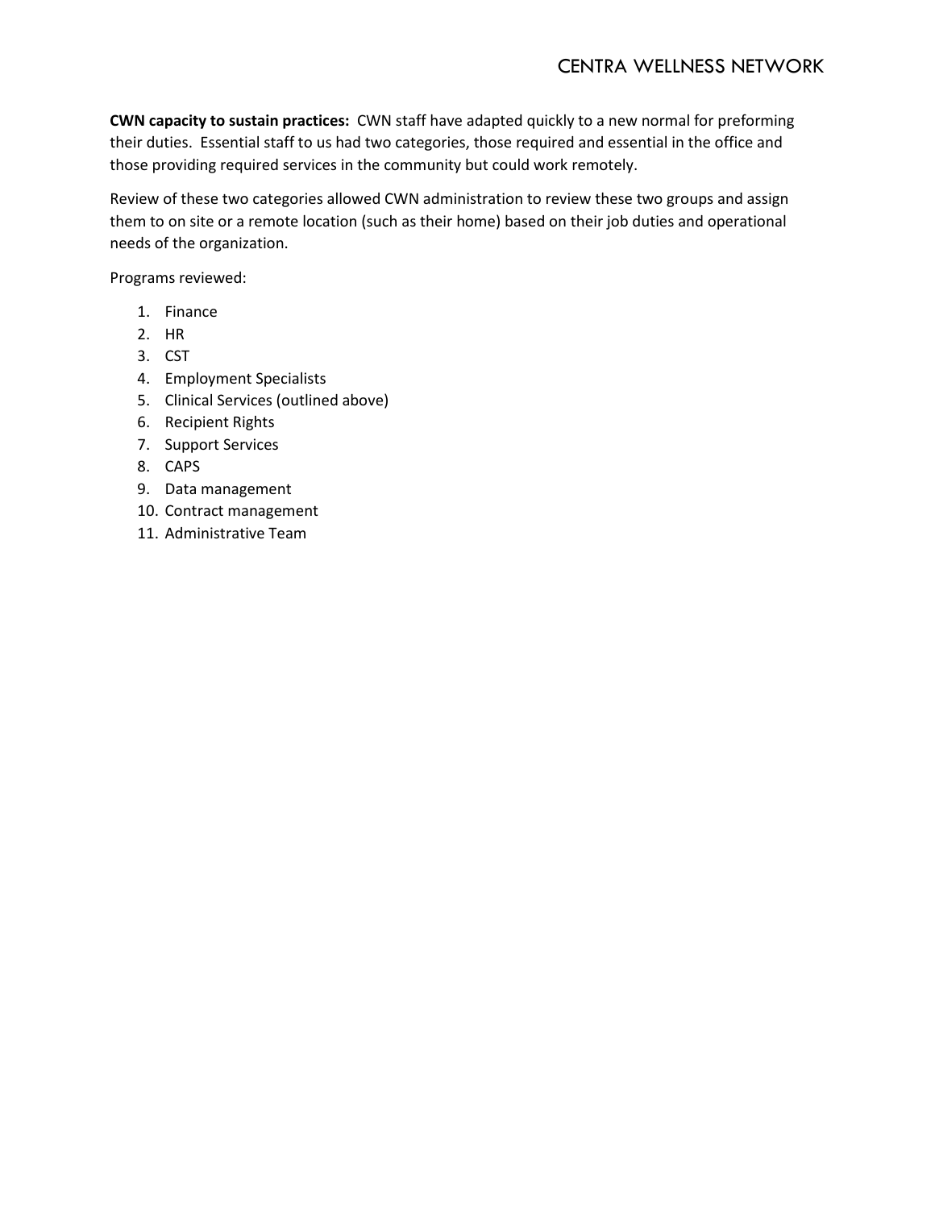**CWN capacity to sustain practices:** CWN staff have adapted quickly to a new normal for preforming their duties. Essential staff to us had two categories, those required and essential in the office and those providing required services in the community but could work remotely.

Review of these two categories allowed CWN administration to review these two groups and assign them to on site or a remote location (such as their home) based on their job duties and operational needs of the organization.

Programs reviewed:

1. Finance
2. HR
3. CST
4. Employment Specialists
5. Clinical Services (outlined above)
6. Recipient Rights
7. Support Services
8. CAPS
9. Data management
10. Contract management
11. Administrative Team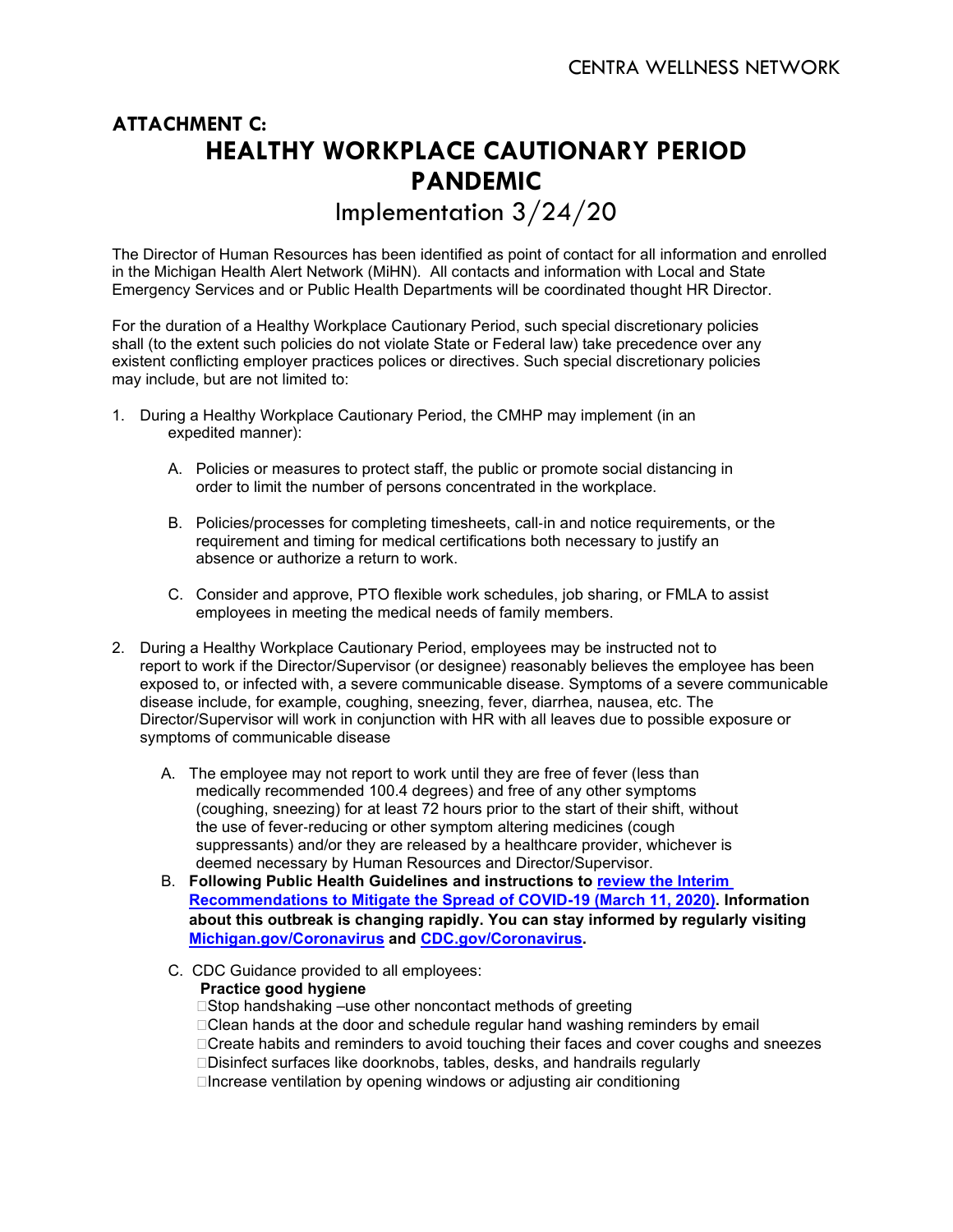CENTRA WELLNESS NETWORK

# ATTACHMENT C:

# HEALTHY WORKPLACE CAUTIONARY PERIOD PANDEMIC

## Implementation 3/24/20

The Director of Human Resources has been identified as point of contact for all information and enrolled in the Michigan Health Alert Network (MiHN). All contacts and information with Local and State Emergency Services and or Public Health Departments will be coordinated thought HR Director.

For the duration of a Healthy Workplace Cautionary Period, such special discretionary policies shall (to the extent such policies do not violate State or Federal law) take precedence over any existent conflicting employer practices polices or directives. Such special discretionary policies may include, but are not limited to:

1. During a Healthy Workplace Cautionary Period, the CMHP may implement (in an expedited manner):

   A. Policies or measures to protect staff, the public or promote social distancing in order to limit the number of persons concentrated in the workplace.

   B. Policies/processes for completing timesheets, call-in and notice requirements, or the requirement and timing for medical certifications both necessary to justify an absence or authorize a return to work.

   C. Consider and approve, PTO flexible work schedules, job sharing, or FMLA to assist employees in meeting the medical needs of family members.

2. During a Healthy Workplace Cautionary Period, employees may be instructed not to report to work if the Director/Supervisor (or designee) reasonably believes the employee has been exposed to, or infected with, a severe communicable disease. Symptoms of a severe communicable disease include, for example, coughing, sneezing, fever, diarrhea, nausea, etc. The Director/Supervisor will work in conjunction with HR with all leaves due to possible exposure or symptoms of communicable disease

   A. The employee may not report to work until they are free of fever (less than medically recommended 100.4 degrees) and free of any other symptoms (coughing, sneezing) for at least 72 hours prior to the start of their shift, without the use of fever-reducing or other symptom altering medicines (cough suppressants) and/or they are released by a healthcare provider, whichever is deemed necessary by Human Resources and Director/Supervisor.

   B. **Following Public Health Guidelines and instructions to review the Interim Recommendations to Mitigate the Spread of COVID-19 (March 11, 2020). Information about this outbreak is changing rapidly. You can stay informed by regularly visiting Michigan.gov/Coronavirus and CDC.gov/Coronavirus.**

   C. CDC Guidance provided to all employees:

      **Practice good hygiene**

      - Stop handshaking –use other noncontact methods of greeting
      - Clean hands at the door and schedule regular hand washing reminders by email
      - Create habits and reminders to avoid touching their faces and cover coughs and sneezes
      - Disinfect surfaces like doorknobs, tables, desks, and handrails regularly
      - Increase ventilation by opening windows or adjusting air conditioning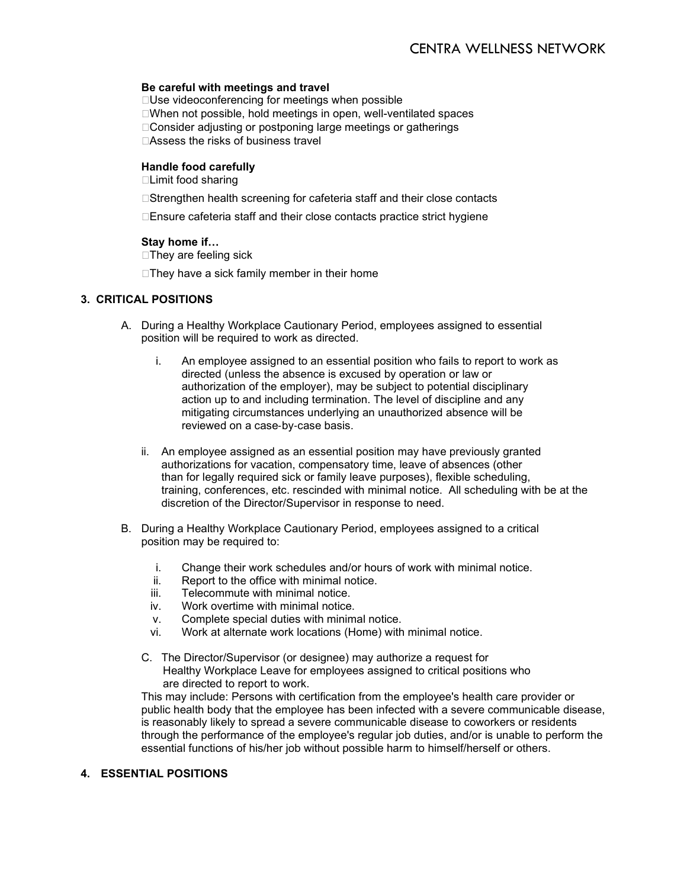**Be careful with meetings and travel**

- Use videoconferencing for meetings when possible
- When not possible, hold meetings in open, well-ventilated spaces
- Consider adjusting or postponing large meetings or gatherings
- Assess the risks of business travel

**Handle food carefully**

- Limit food sharing
- Strengthen health screening for cafeteria staff and their close contacts
- Ensure cafeteria staff and their close contacts practice strict hygiene

**Stay home if…**

- They are feeling sick
- They have a sick family member in their home

## 3. CRITICAL POSITIONS

A. During a Healthy Workplace Cautionary Period, employees assigned to essential position will be required to work as directed.

   i. An employee assigned to an essential position who fails to report to work as directed (unless the absence is excused by operation or law or authorization of the employer), may be subject to potential disciplinary action up to and including termination. The level of discipline and any mitigating circumstances underlying an unauthorized absence will be reviewed on a case-by-case basis.

   ii. An employee assigned as an essential position may have previously granted authorizations for vacation, compensatory time, leave of absences (other than for legally required sick or family leave purposes), flexible scheduling, training, conferences, etc. rescinded with minimal notice. All scheduling with be at the discretion of the Director/Supervisor in response to need.

B. During a Healthy Workplace Cautionary Period, employees assigned to a critical position may be required to:

   i. Change their work schedules and/or hours of work with minimal notice.
   ii. Report to the office with minimal notice.
   iii. Telecommute with minimal notice.
   iv. Work overtime with minimal notice.
   v. Complete special duties with minimal notice.
   vi. Work at alternate work locations (Home) with minimal notice.

C. The Director/Supervisor (or designee) may authorize a request for Healthy Workplace Leave for employees assigned to critical positions who are directed to report to work.

This may include: Persons with certification from the employee's health care provider or public health body that the employee has been infected with a severe communicable disease, is reasonably likely to spread a severe communicable disease to coworkers or residents through the performance of the employee's regular job duties, and/or is unable to perform the essential functions of his/her job without possible harm to himself/herself or others.

## 4. ESSENTIAL POSITIONS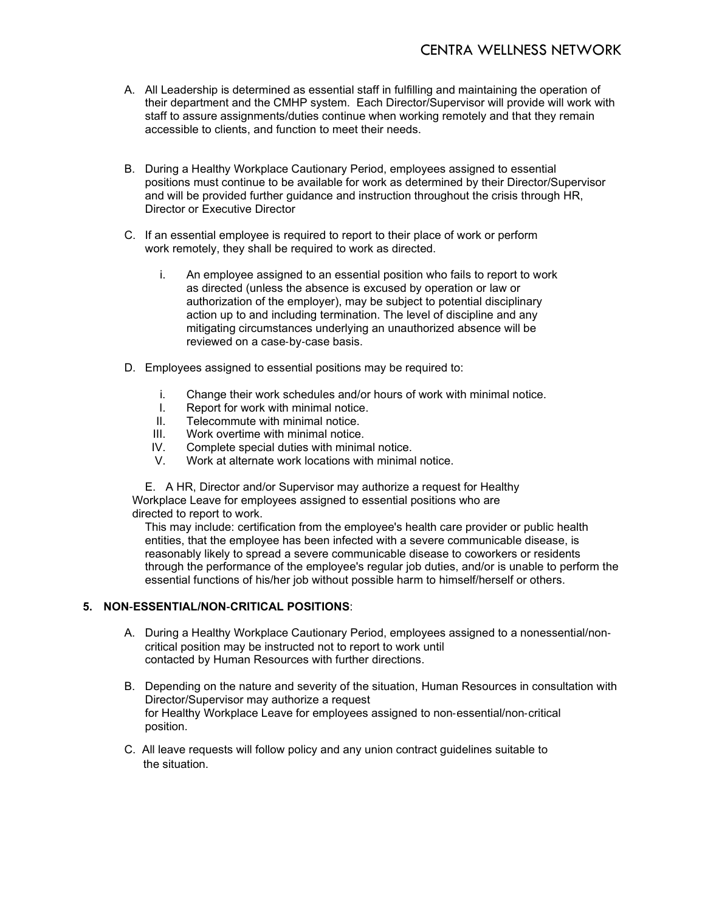A. All Leadership is determined as essential staff in fulfilling and maintaining the operation of their department and the CMHP system. Each Director/Supervisor will provide will work with staff to assure assignments/duties continue when working remotely and that they remain accessible to clients, and function to meet their needs.

B. During a Healthy Workplace Cautionary Period, employees assigned to essential positions must continue to be available for work as determined by their Director/Supervisor and will be provided further guidance and instruction throughout the crisis through HR, Director or Executive Director

C. If an essential employee is required to report to their place of work or perform work remotely, they shall be required to work as directed.

   i. An employee assigned to an essential position who fails to report to work as directed (unless the absence is excused by operation or law or authorization of the employer), may be subject to potential disciplinary action up to and including termination. The level of discipline and any mitigating circumstances underlying an unauthorized absence will be reviewed on a case-by-case basis.

D. Employees assigned to essential positions may be required to:

   i. Change their work schedules and/or hours of work with minimal notice.
   I. Report for work with minimal notice.
   II. Telecommute with minimal notice.
   III. Work overtime with minimal notice.
   IV. Complete special duties with minimal notice.
   V. Work at alternate work locations with minimal notice.

E. A HR, Director and/or Supervisor may authorize a request for Healthy Workplace Leave for employees assigned to essential positions who are directed to report to work.
This may include: certification from the employee's health care provider or public health entities, that the employee has been infected with a severe communicable disease, is reasonably likely to spread a severe communicable disease to coworkers or residents through the performance of the employee's regular job duties, and/or is unable to perform the essential functions of his/her job without possible harm to himself/herself or others.

**5. NON-ESSENTIAL/NON-CRITICAL POSITIONS**:

A. During a Healthy Workplace Cautionary Period, employees assigned to a nonessential/non-critical position may be instructed not to report to work until contacted by Human Resources with further directions.

B. Depending on the nature and severity of the situation, Human Resources in consultation with Director/Supervisor may authorize a request for Healthy Workplace Leave for employees assigned to non-essential/non-critical position.

C. All leave requests will follow policy and any union contract guidelines suitable to the situation.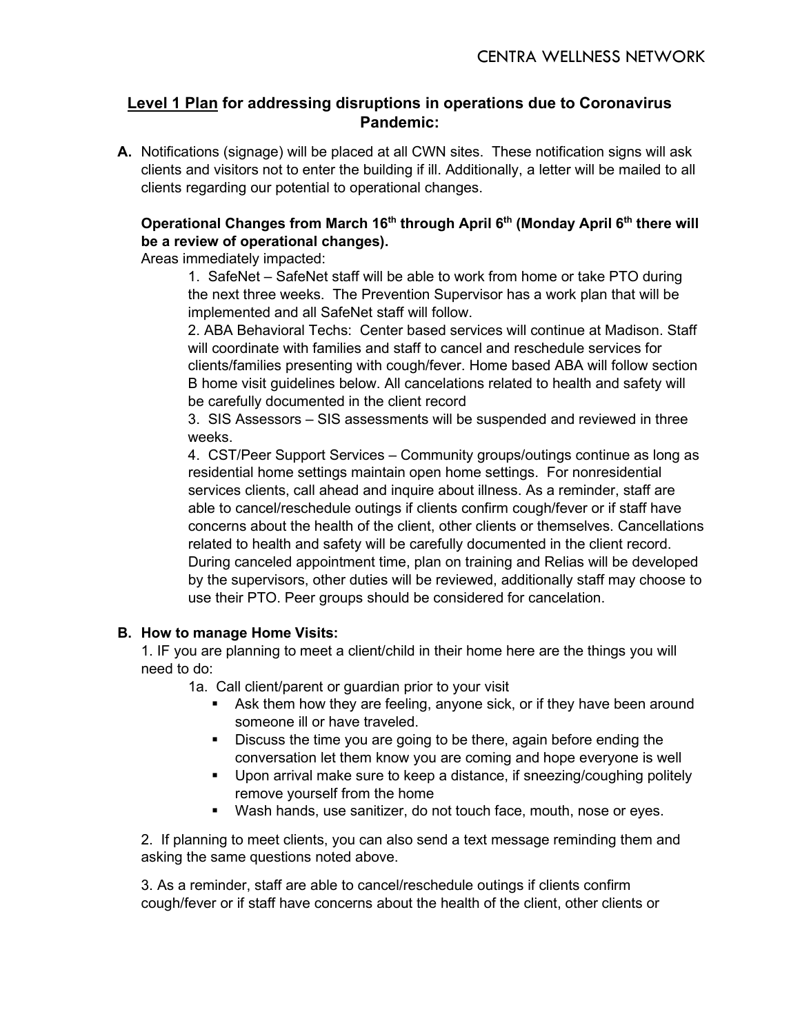## <u>Level 1 Plan</u> for addressing disruptions in operations due to Coronavirus Pandemic:

**A.** Notifications (signage) will be placed at all CWN sites. These notification signs will ask clients and visitors not to enter the building if ill. Additionally, a letter will be mailed to all clients regarding our potential to operational changes.

**Operational Changes from March 16th through April 6th (Monday April 6th there will be a review of operational changes).**

Areas immediately impacted:

1. SafeNet – SafeNet staff will be able to work from home or take PTO during the next three weeks. The Prevention Supervisor has a work plan that will be implemented and all SafeNet staff will follow.
2. ABA Behavioral Techs: Center based services will continue at Madison. Staff will coordinate with families and staff to cancel and reschedule services for clients/families presenting with cough/fever. Home based ABA will follow section B home visit guidelines below. All cancelations related to health and safety will be carefully documented in the client record
3. SIS Assessors – SIS assessments will be suspended and reviewed in three weeks.
4. CST/Peer Support Services – Community groups/outings continue as long as residential home settings maintain open home settings. For nonresidential services clients, call ahead and inquire about illness. As a reminder, staff are able to cancel/reschedule outings if clients confirm cough/fever or if staff have concerns about the health of the client, other clients or themselves. Cancellations related to health and safety will be carefully documented in the client record. During canceled appointment time, plan on training and Relias will be developed by the supervisors, other duties will be reviewed, additionally staff may choose to use their PTO. Peer groups should be considered for cancelation.

**B. How to manage Home Visits:**

1. IF you are planning to meet a client/child in their home here are the things you will need to do:

   1a. Call client/parent or guardian prior to your visit

   - Ask them how they are feeling, anyone sick, or if they have been around someone ill or have traveled.
   - Discuss the time you are going to be there, again before ending the conversation let them know you are coming and hope everyone is well
   - Upon arrival make sure to keep a distance, if sneezing/coughing politely remove yourself from the home
   - Wash hands, use sanitizer, do not touch face, mouth, nose or eyes.

2. If planning to meet clients, you can also send a text message reminding them and asking the same questions noted above.

3. As a reminder, staff are able to cancel/reschedule outings if clients confirm cough/fever or if staff have concerns about the health of the client, other clients or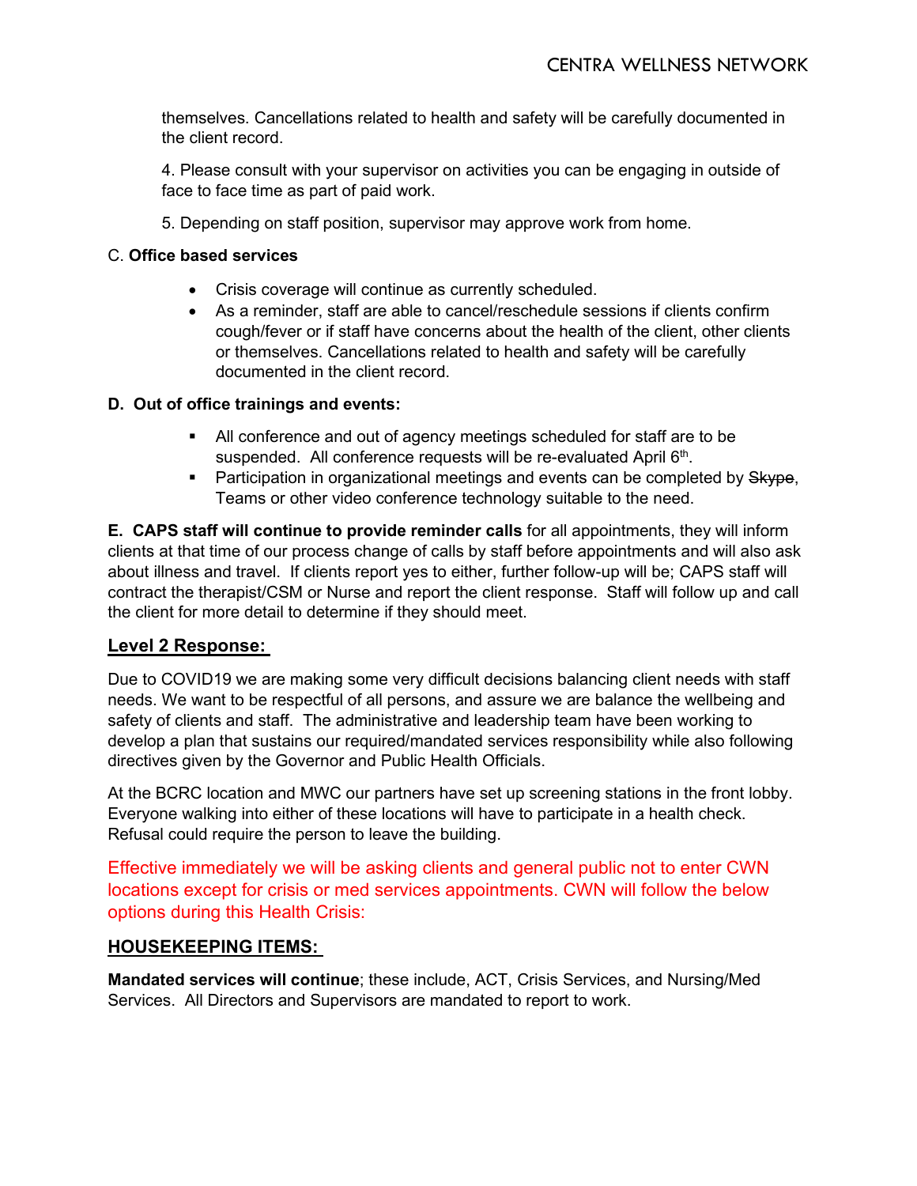themselves. Cancellations related to health and safety will be carefully documented in the client record.

4. Please consult with your supervisor on activities you can be engaging in outside of face to face time as part of paid work.

5. Depending on staff position, supervisor may approve work from home.

C. **Office based services**

- Crisis coverage will continue as currently scheduled.
- As a reminder, staff are able to cancel/reschedule sessions if clients confirm cough/fever or if staff have concerns about the health of the client, other clients or themselves. Cancellations related to health and safety will be carefully documented in the client record.

**D. Out of office trainings and events:**

- All conference and out of agency meetings scheduled for staff are to be suspended. All conference requests will be re-evaluated April 6th.
- Participation in organizational meetings and events can be completed by ~~Skype~~, Teams or other video conference technology suitable to the need.

**E. CAPS staff will continue to provide reminder calls** for all appointments, they will inform clients at that time of our process change of calls by staff before appointments and will also ask about illness and travel. If clients report yes to either, further follow-up will be; CAPS staff will contract the therapist/CSM or Nurse and report the client response. Staff will follow up and call the client for more detail to determine if they should meet.

## Level 2 Response:

Due to COVID19 we are making some very difficult decisions balancing client needs with staff needs. We want to be respectful of all persons, and assure we are balance the wellbeing and safety of clients and staff. The administrative and leadership team have been working to develop a plan that sustains our required/mandated services responsibility while also following directives given by the Governor and Public Health Officials.

At the BCRC location and MWC our partners have set up screening stations in the front lobby. Everyone walking into either of these locations will have to participate in a health check. Refusal could require the person to leave the building.

Effective immediately we will be asking clients and general public not to enter CWN locations except for crisis or med services appointments. CWN will follow the below options during this Health Crisis:

## HOUSEKEEPING ITEMS:

**Mandated services will continue**; these include, ACT, Crisis Services, and Nursing/Med Services. All Directors and Supervisors are mandated to report to work.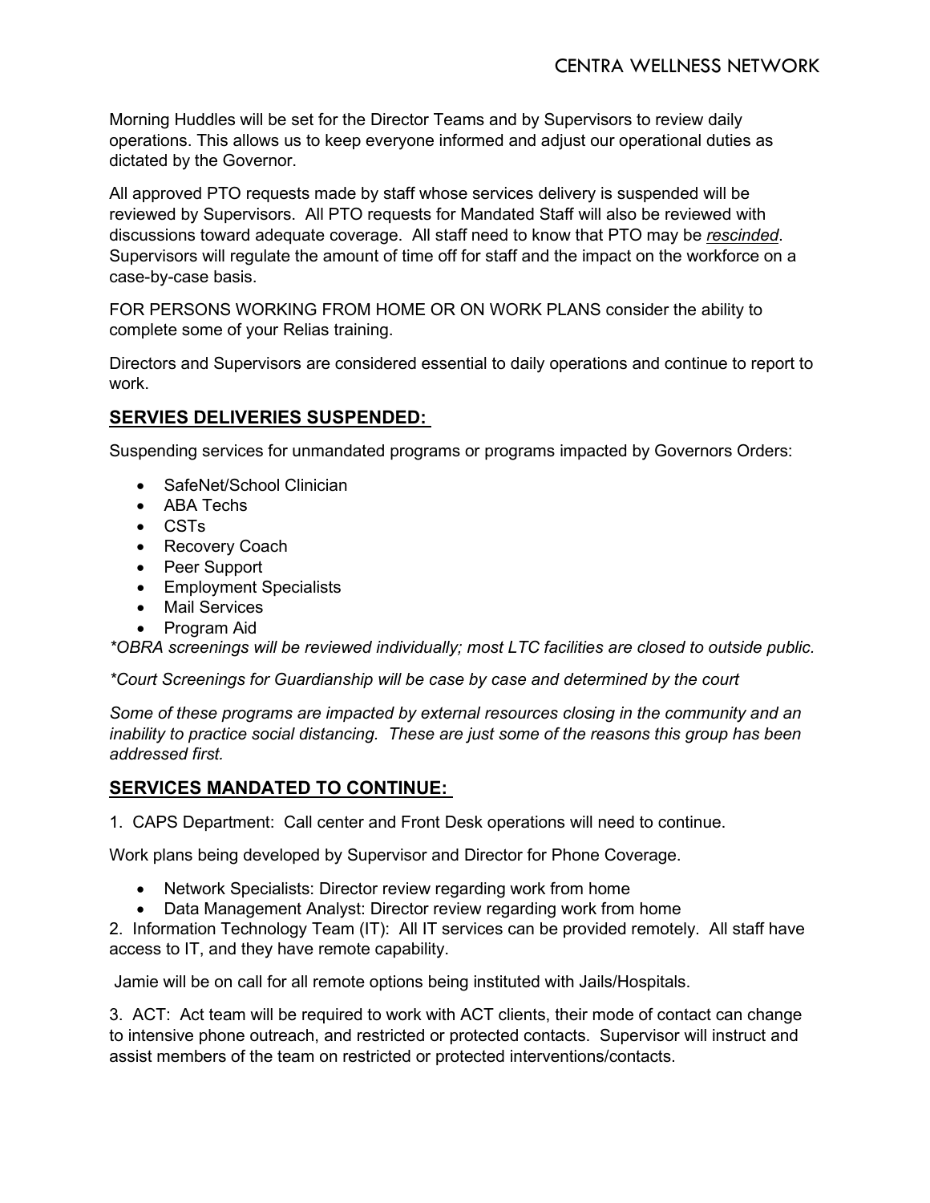Morning Huddles will be set for the Director Teams and by Supervisors to review daily operations. This allows us to keep everyone informed and adjust our operational duties as dictated by the Governor.

All approved PTO requests made by staff whose services delivery is suspended will be reviewed by Supervisors. All PTO requests for Mandated Staff will also be reviewed with discussions toward adequate coverage. All staff need to know that PTO may be <u>*rescinded*</u>. Supervisors will regulate the amount of time off for staff and the impact on the workforce on a case-by-case basis.

FOR PERSONS WORKING FROM HOME OR ON WORK PLANS consider the ability to complete some of your Relias training.

Directors and Supervisors are considered essential to daily operations and continue to report to work.

## <u>SERVIES DELIVERIES SUSPENDED:</u>

Suspending services for unmandated programs or programs impacted by Governors Orders:

- SafeNet/School Clinician
- ABA Techs
- CSTs
- Recovery Coach
- Peer Support
- Employment Specialists
- Mail Services
- Program Aid

*\*OBRA screenings will be reviewed individually; most LTC facilities are closed to outside public.*

*\*Court Screenings for Guardianship will be case by case and determined by the court*

*Some of these programs are impacted by external resources closing in the community and an inability to practice social distancing. These are just some of the reasons this group has been addressed first.*

## <u>SERVICES MANDATED TO CONTINUE:</u>

1. CAPS Department: Call center and Front Desk operations will need to continue.

Work plans being developed by Supervisor and Director for Phone Coverage.

- Network Specialists: Director review regarding work from home
- Data Management Analyst: Director review regarding work from home

2. Information Technology Team (IT): All IT services can be provided remotely. All staff have access to IT, and they have remote capability.

Jamie will be on call for all remote options being instituted with Jails/Hospitals.

3. ACT: Act team will be required to work with ACT clients, their mode of contact can change to intensive phone outreach, and restricted or protected contacts. Supervisor will instruct and assist members of the team on restricted or protected interventions/contacts.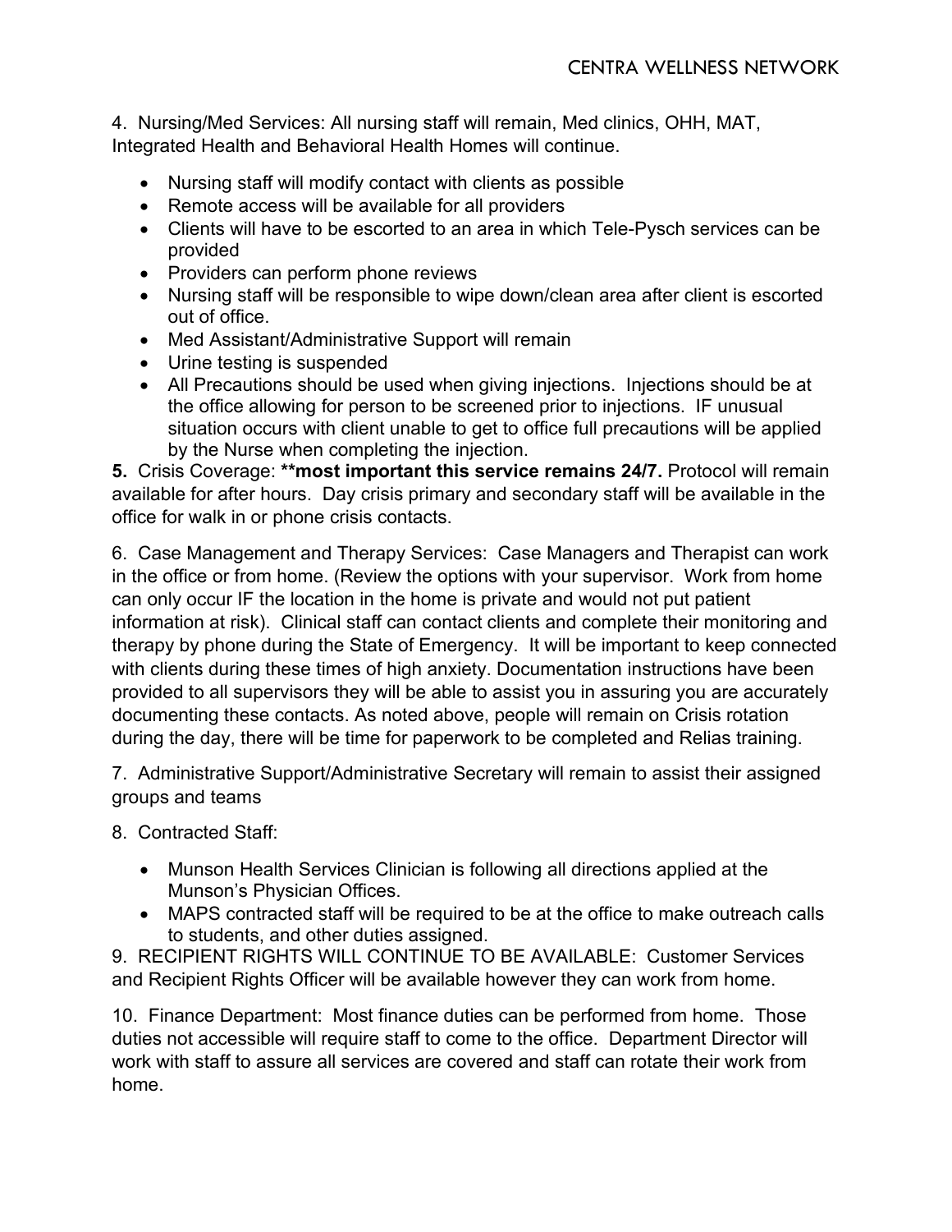4. Nursing/Med Services: All nursing staff will remain, Med clinics, OHH, MAT, Integrated Health and Behavioral Health Homes will continue.

- Nursing staff will modify contact with clients as possible
- Remote access will be available for all providers
- Clients will have to be escorted to an area in which Tele-Pysch services can be provided
- Providers can perform phone reviews
- Nursing staff will be responsible to wipe down/clean area after client is escorted out of office.
- Med Assistant/Administrative Support will remain
- Urine testing is suspended
- All Precautions should be used when giving injections. Injections should be at the office allowing for person to be screened prior to injections. IF unusual situation occurs with client unable to get to office full precautions will be applied by the Nurse when completing the injection.

**5.** Crisis Coverage: **\*\*most important this service remains 24/7.** Protocol will remain available for after hours. Day crisis primary and secondary staff will be available in the office for walk in or phone crisis contacts.

6. Case Management and Therapy Services: Case Managers and Therapist can work in the office or from home. (Review the options with your supervisor. Work from home can only occur IF the location in the home is private and would not put patient information at risk). Clinical staff can contact clients and complete their monitoring and therapy by phone during the State of Emergency. It will be important to keep connected with clients during these times of high anxiety. Documentation instructions have been provided to all supervisors they will be able to assist you in assuring you are accurately documenting these contacts. As noted above, people will remain on Crisis rotation during the day, there will be time for paperwork to be completed and Relias training.

7. Administrative Support/Administrative Secretary will remain to assist their assigned groups and teams

8. Contracted Staff:

- Munson Health Services Clinician is following all directions applied at the Munson's Physician Offices.
- MAPS contracted staff will be required to be at the office to make outreach calls to students, and other duties assigned.

9. RECIPIENT RIGHTS WILL CONTINUE TO BE AVAILABLE: Customer Services and Recipient Rights Officer will be available however they can work from home.

10. Finance Department: Most finance duties can be performed from home. Those duties not accessible will require staff to come to the office. Department Director will work with staff to assure all services are covered and staff can rotate their work from home.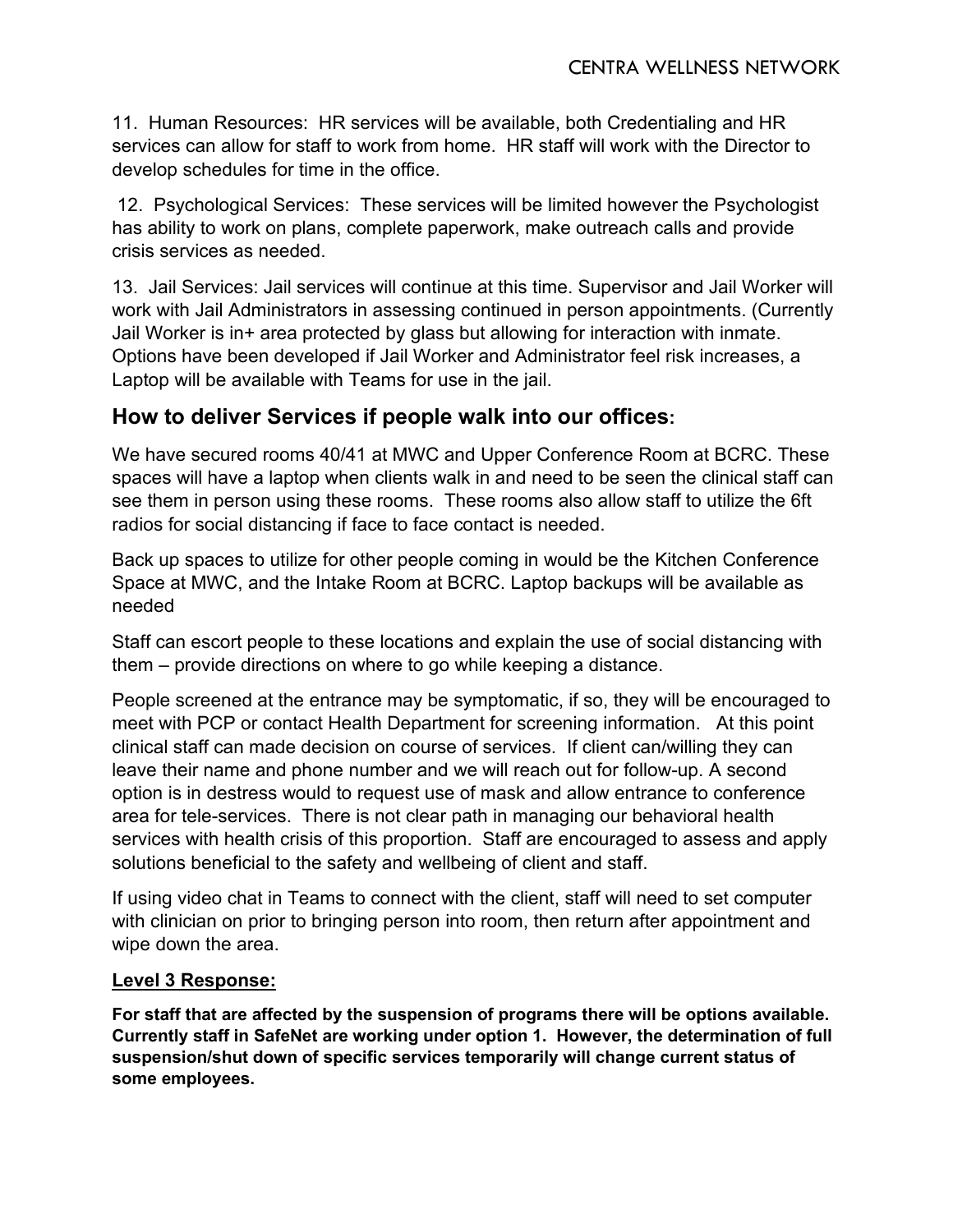11. Human Resources: HR services will be available, both Credentialing and HR services can allow for staff to work from home. HR staff will work with the Director to develop schedules for time in the office.

12. Psychological Services: These services will be limited however the Psychologist has ability to work on plans, complete paperwork, make outreach calls and provide crisis services as needed.

13. Jail Services: Jail services will continue at this time. Supervisor and Jail Worker will work with Jail Administrators in assessing continued in person appointments. (Currently Jail Worker is in+ area protected by glass but allowing for interaction with inmate. Options have been developed if Jail Worker and Administrator feel risk increases, a Laptop will be available with Teams for use in the jail.

## How to deliver Services if people walk into our offices:

We have secured rooms 40/41 at MWC and Upper Conference Room at BCRC. These spaces will have a laptop when clients walk in and need to be seen the clinical staff can see them in person using these rooms. These rooms also allow staff to utilize the 6ft radios for social distancing if face to face contact is needed.

Back up spaces to utilize for other people coming in would be the Kitchen Conference Space at MWC, and the Intake Room at BCRC. Laptop backups will be available as needed

Staff can escort people to these locations and explain the use of social distancing with them – provide directions on where to go while keeping a distance.

People screened at the entrance may be symptomatic, if so, they will be encouraged to meet with PCP or contact Health Department for screening information. At this point clinical staff can made decision on course of services. If client can/willing they can leave their name and phone number and we will reach out for follow-up. A second option is in destress would to request use of mask and allow entrance to conference area for tele-services. There is not clear path in managing our behavioral health services with health crisis of this proportion. Staff are encouraged to assess and apply solutions beneficial to the safety and wellbeing of client and staff.

If using video chat in Teams to connect with the client, staff will need to set computer with clinician on prior to bringing person into room, then return after appointment and wipe down the area.

**Level 3 Response:**

**For staff that are affected by the suspension of programs there will be options available. Currently staff in SafeNet are working under option 1. However, the determination of full suspension/shut down of specific services temporarily will change current status of some employees.**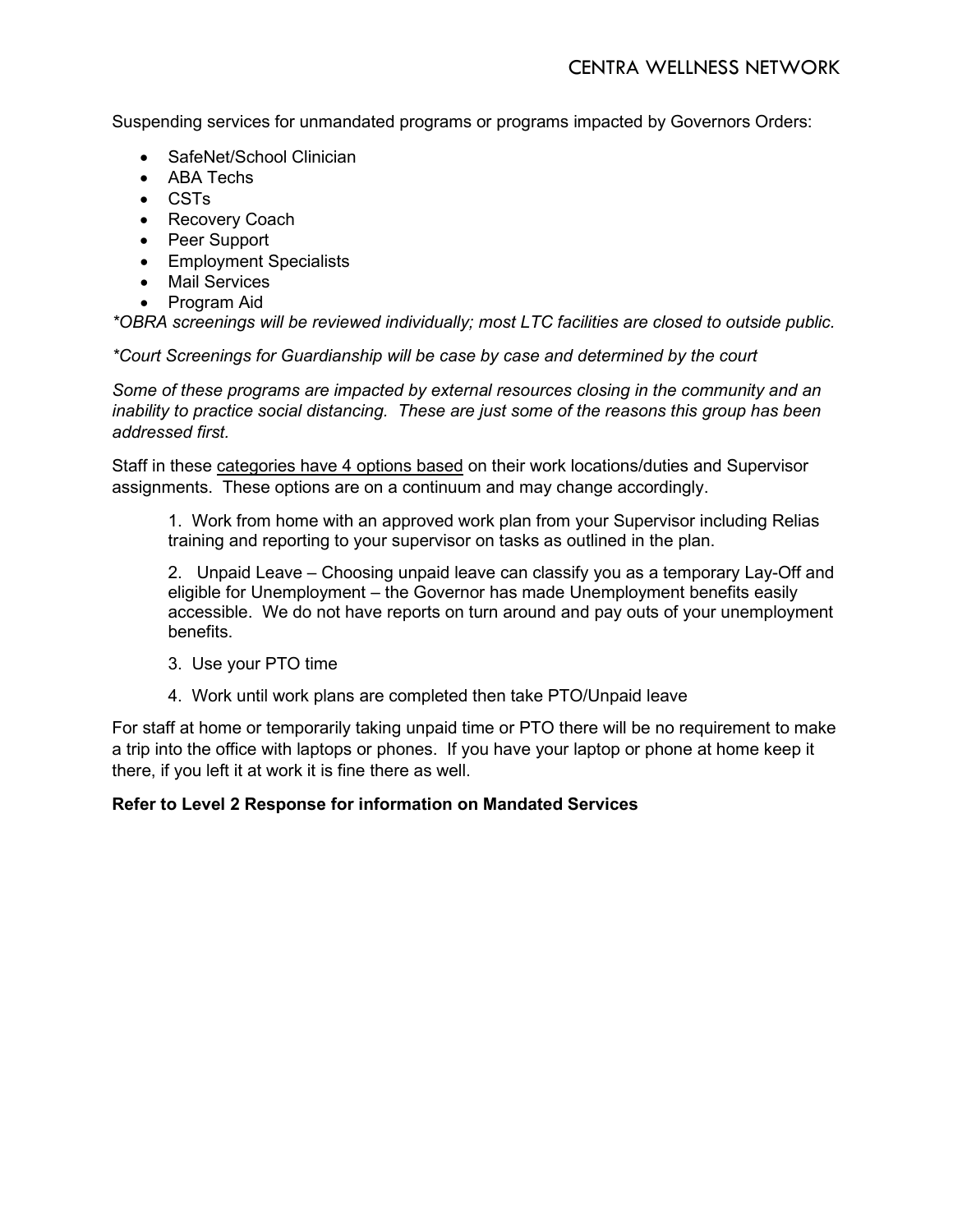Suspending services for unmandated programs or programs impacted by Governors Orders:

- SafeNet/School Clinician
- ABA Techs
- CSTs
- Recovery Coach
- Peer Support
- Employment Specialists
- Mail Services
- Program Aid

*\*OBRA screenings will be reviewed individually; most LTC facilities are closed to outside public.*

*\*Court Screenings for Guardianship will be case by case and determined by the court*

*Some of these programs are impacted by external resources closing in the community and an inability to practice social distancing. These are just some of the reasons this group has been addressed first.*

Staff in these categories have 4 options based on their work locations/duties and Supervisor assignments. These options are on a continuum and may change accordingly.

1. Work from home with an approved work plan from your Supervisor including Relias training and reporting to your supervisor on tasks as outlined in the plan.
2. Unpaid Leave – Choosing unpaid leave can classify you as a temporary Lay-Off and eligible for Unemployment – the Governor has made Unemployment benefits easily accessible. We do not have reports on turn around and pay outs of your unemployment benefits.
3. Use your PTO time
4. Work until work plans are completed then take PTO/Unpaid leave

For staff at home or temporarily taking unpaid time or PTO there will be no requirement to make a trip into the office with laptops or phones. If you have your laptop or phone at home keep it there, if you left it at work it is fine there as well.

**Refer to Level 2 Response for information on Mandated Services**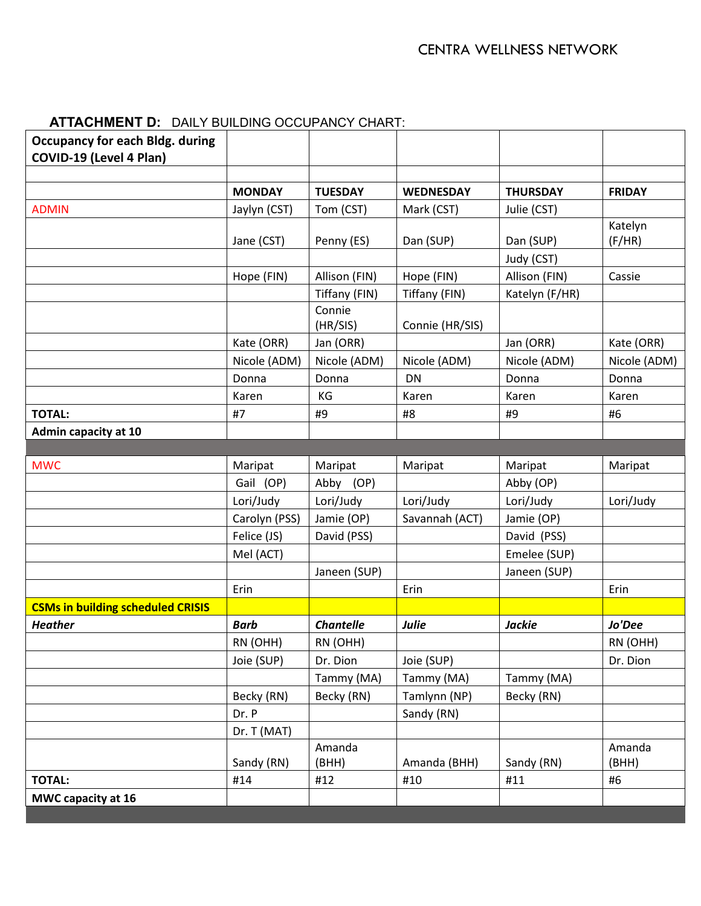CENTRA WELLNESS NETWORK

**ATTACHMENT D:** DAILY BUILDING OCCUPANCY CHART:

| **Occupancy for each Bldg. during COVID-19 (Level 4 Plan)** | | | | | |
|---|---|---|---|---|---|
| | | | | | |
| | **MONDAY** | **TUESDAY** | **WEDNESDAY** | **THURSDAY** | **FRIDAY** |
| ADMIN | Jaylyn (CST) | Tom (CST) | Mark (CST) | Julie (CST) | |
| | Jane (CST) | Penny (ES) | Dan (SUP) | Dan (SUP) | Katelyn (F/HR) |
| | | | | Judy (CST) | |
| | Hope (FIN) | Allison (FIN) | Hope (FIN) | Allison (FIN) | Cassie |
| | | Tiffany (FIN) | Tiffany (FIN) | Katelyn (F/HR) | |
| | | Connie (HR/SIS) | Connie (HR/SIS) | | |
| | Kate (ORR) | Jan (ORR) | | Jan (ORR) | Kate (ORR) |
| | Nicole (ADM) | Nicole (ADM) | Nicole (ADM) | Nicole (ADM) | Nicole (ADM) |
| | Donna | Donna | DN | Donna | Donna |
| | Karen | KG | Karen | Karen | Karen |
| **TOTAL:** | #7 | #9 | #8 | #9 | #6 |
| **Admin capacity at 10** | | | | | |
| | | | | | |
| MWC | Maripat | Maripat | Maripat | Maripat | Maripat |
| | Gail (OP) | Abby (OP) | | Abby (OP) | |
| | Lori/Judy | Lori/Judy | Lori/Judy | Lori/Judy | Lori/Judy |
| | Carolyn (PSS) | Jamie (OP) | Savannah (ACT) | Jamie (OP) | |
| | Felice (JS) | David (PSS) | | David (PSS) | |
| | Mel (ACT) | | | Emelee (SUP) | |
| | | Janeen (SUP) | | Janeen (SUP) | |
| | Erin | | Erin | | Erin |
| **CSMs in building scheduled CRISIS** | | | | | |
| ***Heather*** | ***Barb*** | ***Chantelle*** | ***Julie*** | ***Jackie*** | ***Jo'Dee*** |
| | RN (OHH) | RN (OHH) | | | RN (OHH) |
| | Joie (SUP) | Dr. Dion | Joie (SUP) | | Dr. Dion |
| | | Tammy (MA) | Tammy (MA) | Tammy (MA) | |
| | Becky (RN) | Becky (RN) | Tamlynn (NP) | Becky (RN) | |
| | Dr. P | | Sandy (RN) | | |
| | Dr. T (MAT) | | | | |
| | Sandy (RN) | Amanda (BHH) | Amanda (BHH) | Sandy (RN) | Amanda (BHH) |
| **TOTAL:** | #14 | #12 | #10 | #11 | #6 |
| **MWC capacity at 16** | | | | | |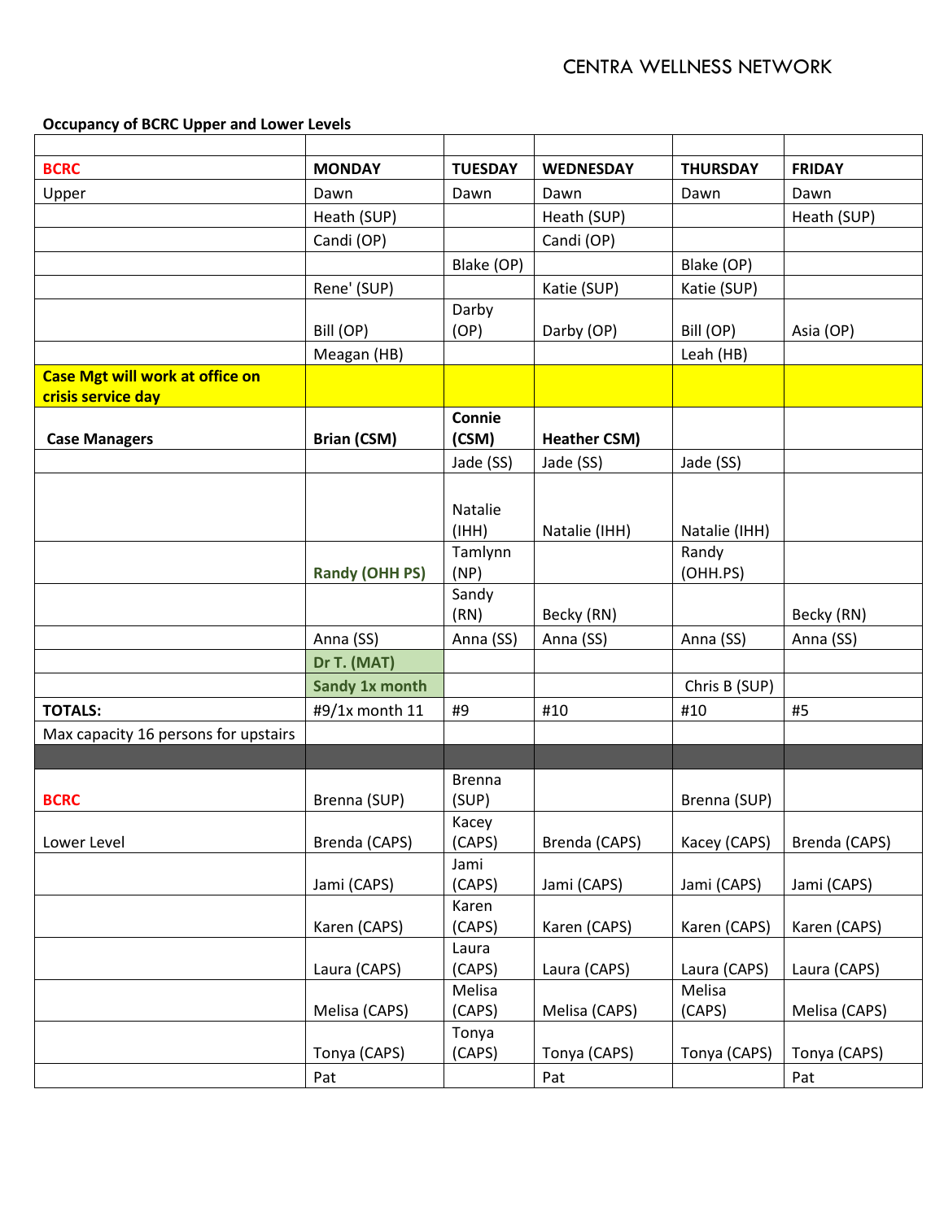CENTRA WELLNESS NETWORK

**Occupancy of BCRC Upper and Lower Levels**

| | | | | | |
|---|---|---|---|---|---|
| **BCRC** | **MONDAY** | **TUESDAY** | **WEDNESDAY** | **THURSDAY** | **FRIDAY** |
| Upper | Dawn | Dawn | Dawn | Dawn | Dawn |
| | Heath (SUP) | | Heath (SUP) | | Heath (SUP) |
| | Candi (OP) | | Candi (OP) | | |
| | | Blake (OP) | | Blake (OP) | |
| | Rene' (SUP) | | Katie (SUP) | Katie (SUP) | |
| | Bill (OP) | Darby (OP) | Darby (OP) | Bill (OP) | Asia (OP) |
| | Meagan (HB) | | | Leah (HB) | |
| **Case Mgt will work at office on crisis service day** | | | | | |
| **Case Managers** | **Brian (CSM)** | **Connie (CSM)** | **Heather CSM)** | | |
| | | Jade (SS) | Jade (SS) | Jade (SS) | |
| | | Natalie (IHH) | Natalie (IHH) | Natalie (IHH) | |
| | **Randy (OHH PS)** | Tamlynn (NP) | | Randy (OHH.PS) | |
| | | Sandy (RN) | Becky (RN) | | Becky (RN) |
| | Anna (SS) | Anna (SS) | Anna (SS) | Anna (SS) | Anna (SS) |
| | **Dr T. (MAT)** | | | | |
| | **Sandy 1x month** | | | Chris B (SUP) | |
| **TOTALS:** | #9/1x month 11 | #9 | #10 | #10 | #5 |
| Max capacity 16 persons for upstairs | | | | | |
| | | | | | |
| **BCRC** | Brenna (SUP) | Brenna (SUP) | | Brenna (SUP) | |
| Lower Level | Brenda (CAPS) | Kacey (CAPS) | Brenda (CAPS) | Kacey (CAPS) | Brenda (CAPS) |
| | Jami (CAPS) | Jami (CAPS) | Jami (CAPS) | Jami (CAPS) | Jami (CAPS) |
| | Karen (CAPS) | Karen (CAPS) | Karen (CAPS) | Karen (CAPS) | Karen (CAPS) |
| | Laura (CAPS) | Laura (CAPS) | Laura (CAPS) | Laura (CAPS) | Laura (CAPS) |
| | Melisa (CAPS) | Melisa (CAPS) | Melisa (CAPS) | Melisa (CAPS) | Melisa (CAPS) |
| | Tonya (CAPS) | Tonya (CAPS) | Tonya (CAPS) | Tonya (CAPS) | Tonya (CAPS) |
| | Pat | | Pat | | Pat |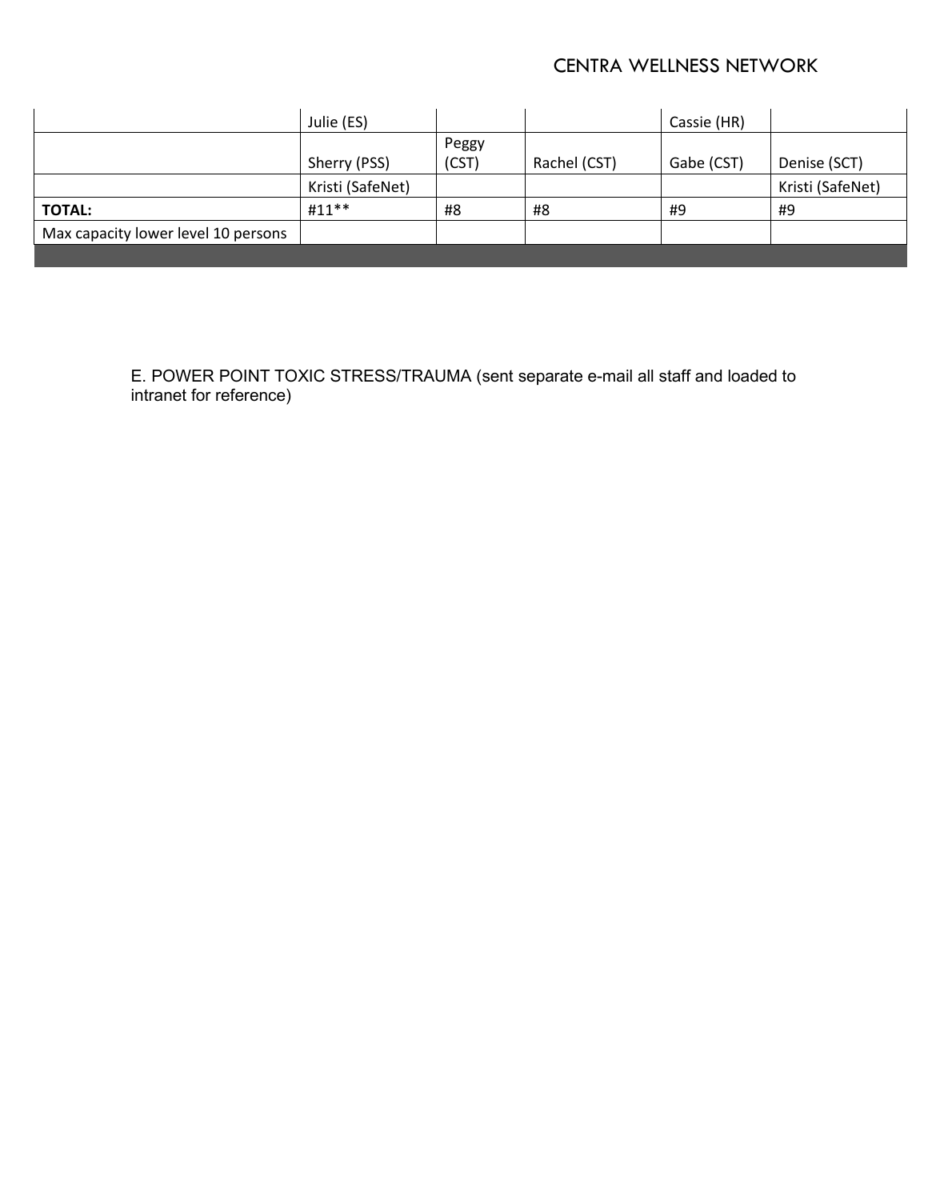| | | | | | |
|---|---|---|---|---|---|
| | Julie (ES) | | | Cassie (HR) | |
| | Sherry (PSS) | Peggy (CST) | Rachel (CST) | Gabe (CST) | Denise (SCT) |
| | Kristi (SafeNet) | | | | Kristi (SafeNet) |
| **TOTAL:** | #11** | #8 | #8 | #9 | #9 |
| Max capacity lower level 10 persons | | | | | |

E. POWER POINT TOXIC STRESS/TRAUMA (sent separate e-mail all staff and loaded to intranet for reference)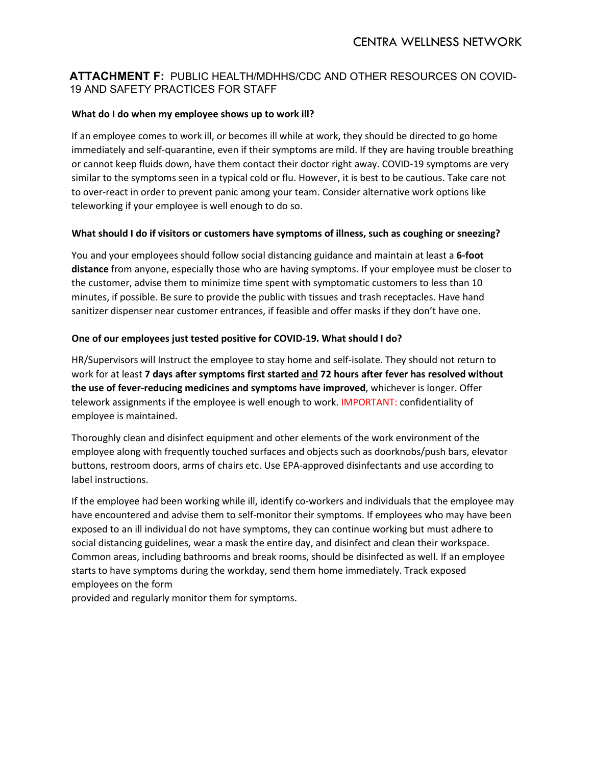## ATTACHMENT F: PUBLIC HEALTH/MDHHS/CDC AND OTHER RESOURCES ON COVID-19 AND SAFETY PRACTICES FOR STAFF

**What do I do when my employee shows up to work ill?**

If an employee comes to work ill, or becomes ill while at work, they should be directed to go home immediately and self-quarantine, even if their symptoms are mild. If they are having trouble breathing or cannot keep fluids down, have them contact their doctor right away. COVID-19 symptoms are very similar to the symptoms seen in a typical cold or flu. However, it is best to be cautious. Take care not to over-react in order to prevent panic among your team. Consider alternative work options like teleworking if your employee is well enough to do so.

**What should I do if visitors or customers have symptoms of illness, such as coughing or sneezing?**

You and your employees should follow social distancing guidance and maintain at least a **6-foot distance** from anyone, especially those who are having symptoms. If your employee must be closer to the customer, advise them to minimize time spent with symptomatic customers to less than 10 minutes, if possible. Be sure to provide the public with tissues and trash receptacles. Have hand sanitizer dispenser near customer entrances, if feasible and offer masks if they don't have one.

**One of our employees just tested positive for COVID-19. What should I do?**

HR/Supervisors will Instruct the employee to stay home and self-isolate. They should not return to work for at least **7 days after symptoms first started and 72 hours after fever has resolved without the use of fever-reducing medicines and symptoms have improved**, whichever is longer. Offer telework assignments if the employee is well enough to work. IMPORTANT: confidentiality of employee is maintained.

Thoroughly clean and disinfect equipment and other elements of the work environment of the employee along with frequently touched surfaces and objects such as doorknobs/push bars, elevator buttons, restroom doors, arms of chairs etc. Use EPA-approved disinfectants and use according to label instructions.

If the employee had been working while ill, identify co-workers and individuals that the employee may have encountered and advise them to self-monitor their symptoms. If employees who may have been exposed to an ill individual do not have symptoms, they can continue working but must adhere to social distancing guidelines, wear a mask the entire day, and disinfect and clean their workspace. Common areas, including bathrooms and break rooms, should be disinfected as well. If an employee starts to have symptoms during the workday, send them home immediately. Track exposed employees on the form provided and regularly monitor them for symptoms.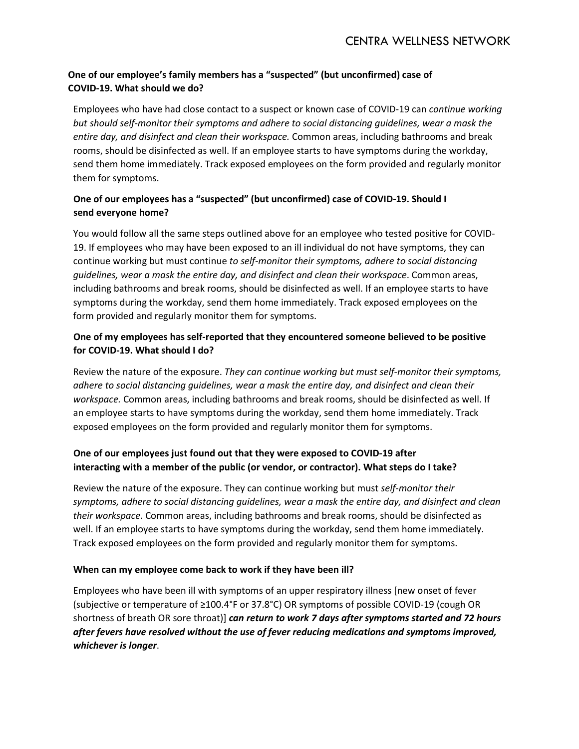**One of our employee's family members has a "suspected" (but unconfirmed) case of COVID-19. What should we do?**

Employees who have had close contact to a suspect or known case of COVID-19 can *continue working but should self-monitor their symptoms and adhere to social distancing guidelines, wear a mask the entire day, and disinfect and clean their workspace.* Common areas, including bathrooms and break rooms, should be disinfected as well. If an employee starts to have symptoms during the workday, send them home immediately. Track exposed employees on the form provided and regularly monitor them for symptoms.

**One of our employees has a "suspected" (but unconfirmed) case of COVID-19. Should I send everyone home?**

You would follow all the same steps outlined above for an employee who tested positive for COVID-19. If employees who may have been exposed to an ill individual do not have symptoms, they can continue working but must continue *to self-monitor their symptoms, adhere to social distancing guidelines, wear a mask the entire day, and disinfect and clean their workspace*. Common areas, including bathrooms and break rooms, should be disinfected as well. If an employee starts to have symptoms during the workday, send them home immediately. Track exposed employees on the form provided and regularly monitor them for symptoms.

**One of my employees has self-reported that they encountered someone believed to be positive for COVID-19. What should I do?**

Review the nature of the exposure. *They can continue working but must self-monitor their symptoms, adhere to social distancing guidelines, wear a mask the entire day, and disinfect and clean their workspace.* Common areas, including bathrooms and break rooms, should be disinfected as well. If an employee starts to have symptoms during the workday, send them home immediately. Track exposed employees on the form provided and regularly monitor them for symptoms.

**One of our employees just found out that they were exposed to COVID-19 after interacting with a member of the public (or vendor, or contractor). What steps do I take?**

Review the nature of the exposure. They can continue working but must *self-monitor their symptoms, adhere to social distancing guidelines, wear a mask the entire day, and disinfect and clean their workspace.* Common areas, including bathrooms and break rooms, should be disinfected as well. If an employee starts to have symptoms during the workday, send them home immediately. Track exposed employees on the form provided and regularly monitor them for symptoms.

**When can my employee come back to work if they have been ill?**

Employees who have been ill with symptoms of an upper respiratory illness [new onset of fever (subjective or temperature of ≥100.4°F or 37.8°C) OR symptoms of possible COVID-19 (cough OR shortness of breath OR sore throat)] ***can return to work 7 days after symptoms started and 72 hours after fevers have resolved without the use of fever reducing medications and symptoms improved, whichever is longer***.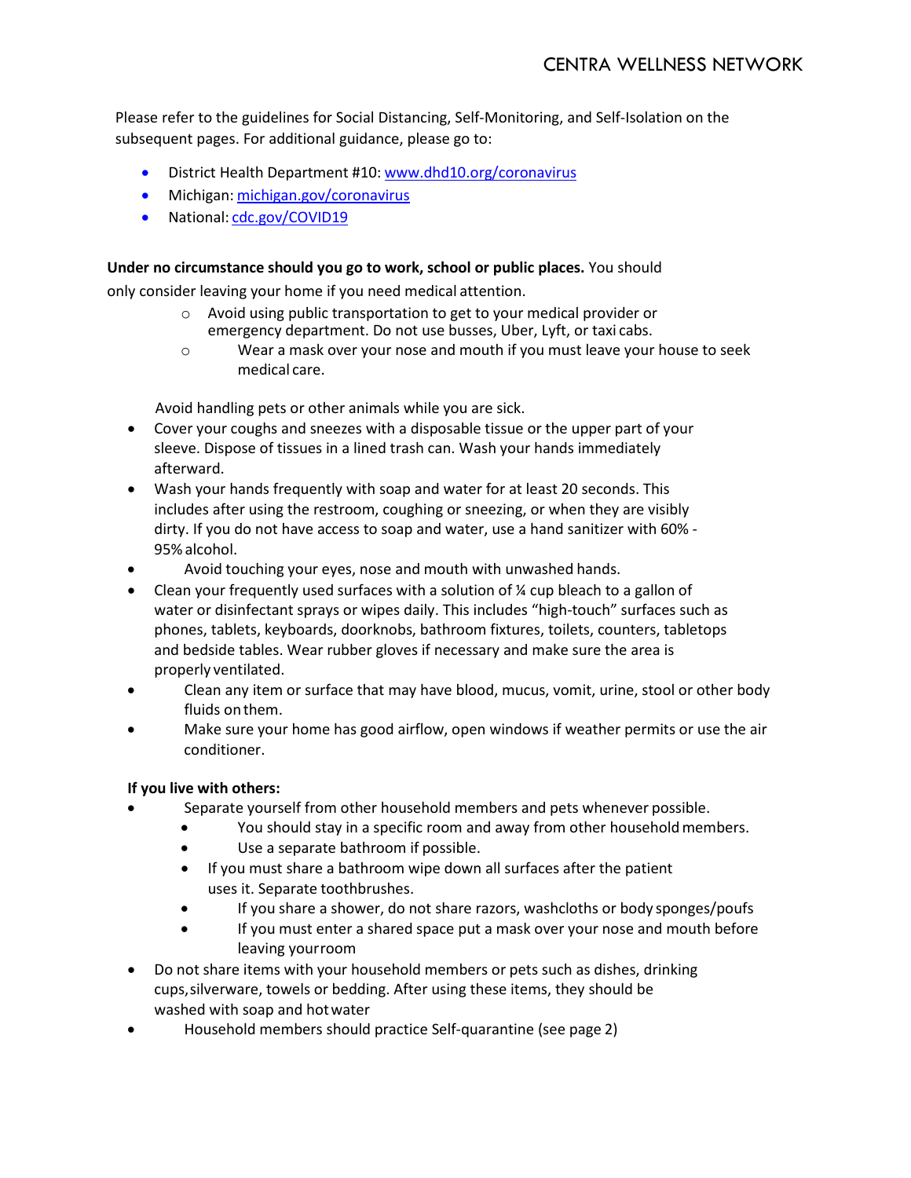Please refer to the guidelines for Social Distancing, Self-Monitoring, and Self-Isolation on the subsequent pages. For additional guidance, please go to:

- District Health Department #10: www.dhd10.org/coronavirus
- Michigan: michigan.gov/coronavirus
- National: cdc.gov/COVID19

**Under no circumstance should you go to work, school or public places.** You should only consider leaving your home if you need medical attention.

- Avoid using public transportation to get to your medical provider or emergency department. Do not use busses, Uber, Lyft, or taxi cabs.
- Wear a mask over your nose and mouth if you must leave your house to seek medical care.

Avoid handling pets or other animals while you are sick.

- Cover your coughs and sneezes with a disposable tissue or the upper part of your sleeve. Dispose of tissues in a lined trash can. Wash your hands immediately afterward.
- Wash your hands frequently with soap and water for at least 20 seconds. This includes after using the restroom, coughing or sneezing, or when they are visibly dirty. If you do not have access to soap and water, use a hand sanitizer with 60% - 95% alcohol.
- Avoid touching your eyes, nose and mouth with unwashed hands.
- Clean your frequently used surfaces with a solution of ¼ cup bleach to a gallon of water or disinfectant sprays or wipes daily. This includes "high-touch" surfaces such as phones, tablets, keyboards, doorknobs, bathroom fixtures, toilets, counters, tabletops and bedside tables. Wear rubber gloves if necessary and make sure the area is properly ventilated.
- Clean any item or surface that may have blood, mucus, vomit, urine, stool or other body fluids on them.
- Make sure your home has good airflow, open windows if weather permits or use the air conditioner.

**If you live with others:**

- Separate yourself from other household members and pets whenever possible.
  - You should stay in a specific room and away from other household members.
  - Use a separate bathroom if possible.
  - If you must share a bathroom wipe down all surfaces after the patient uses it. Separate toothbrushes.
  - If you share a shower, do not share razors, washcloths or body sponges/poufs
  - If you must enter a shared space put a mask over your nose and mouth before leaving your room
- Do not share items with your household members or pets such as dishes, drinking cups, silverware, towels or bedding. After using these items, they should be washed with soap and hot water
- Household members should practice Self-quarantine (see page 2)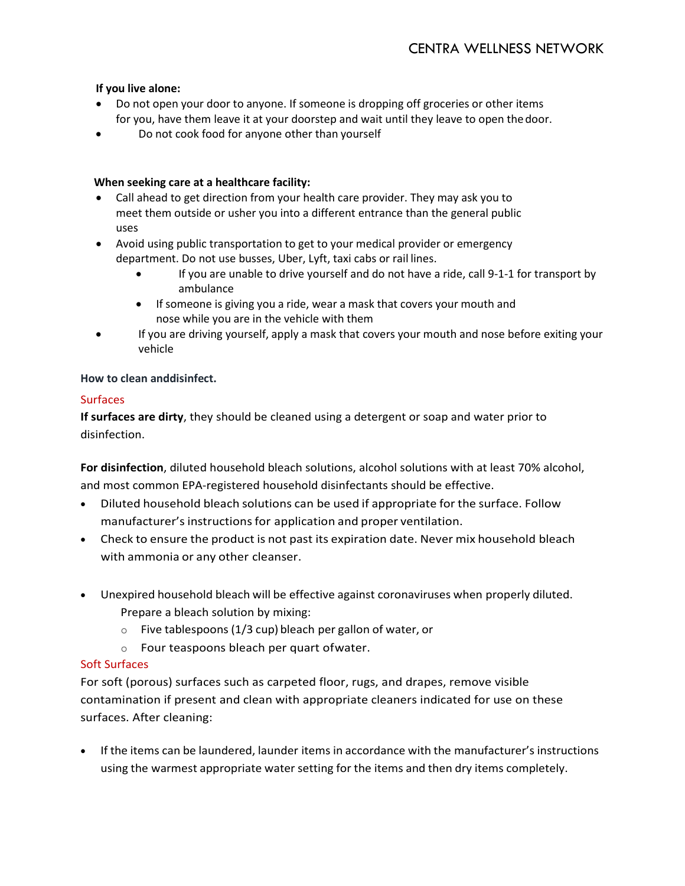**If you live alone:**

- Do not open your door to anyone. If someone is dropping off groceries or other items for you, have them leave it at your doorstep and wait until they leave to open the door.
- Do not cook food for anyone other than yourself

**When seeking care at a healthcare facility:**

- Call ahead to get direction from your health care provider. They may ask you to meet them outside or usher you into a different entrance than the general public uses
- Avoid using public transportation to get to your medical provider or emergency department. Do not use busses, Uber, Lyft, taxi cabs or rail lines.
  - If you are unable to drive yourself and do not have a ride, call 9-1-1 for transport by ambulance
  - If someone is giving you a ride, wear a mask that covers your mouth and nose while you are in the vehicle with them
- If you are driving yourself, apply a mask that covers your mouth and nose before exiting your vehicle

**How to clean anddisinfect.**

Surfaces

**If surfaces are dirty**, they should be cleaned using a detergent or soap and water prior to disinfection.

**For disinfection**, diluted household bleach solutions, alcohol solutions with at least 70% alcohol, and most common EPA-registered household disinfectants should be effective.

- Diluted household bleach solutions can be used if appropriate for the surface. Follow manufacturer's instructions for application and proper ventilation.
- Check to ensure the product is not past its expiration date. Never mix household bleach with ammonia or any other cleanser.

- Unexpired household bleach will be effective against coronaviruses when properly diluted. Prepare a bleach solution by mixing:
  - Five tablespoons (1/3 cup) bleach per gallon of water, or
  - Four teaspoons bleach per quart ofwater.

Soft Surfaces

For soft (porous) surfaces such as carpeted floor, rugs, and drapes, remove visible contamination if present and clean with appropriate cleaners indicated for use on these surfaces. After cleaning:

- If the items can be laundered, launder items in accordance with the manufacturer's instructions using the warmest appropriate water setting for the items and then dry items completely.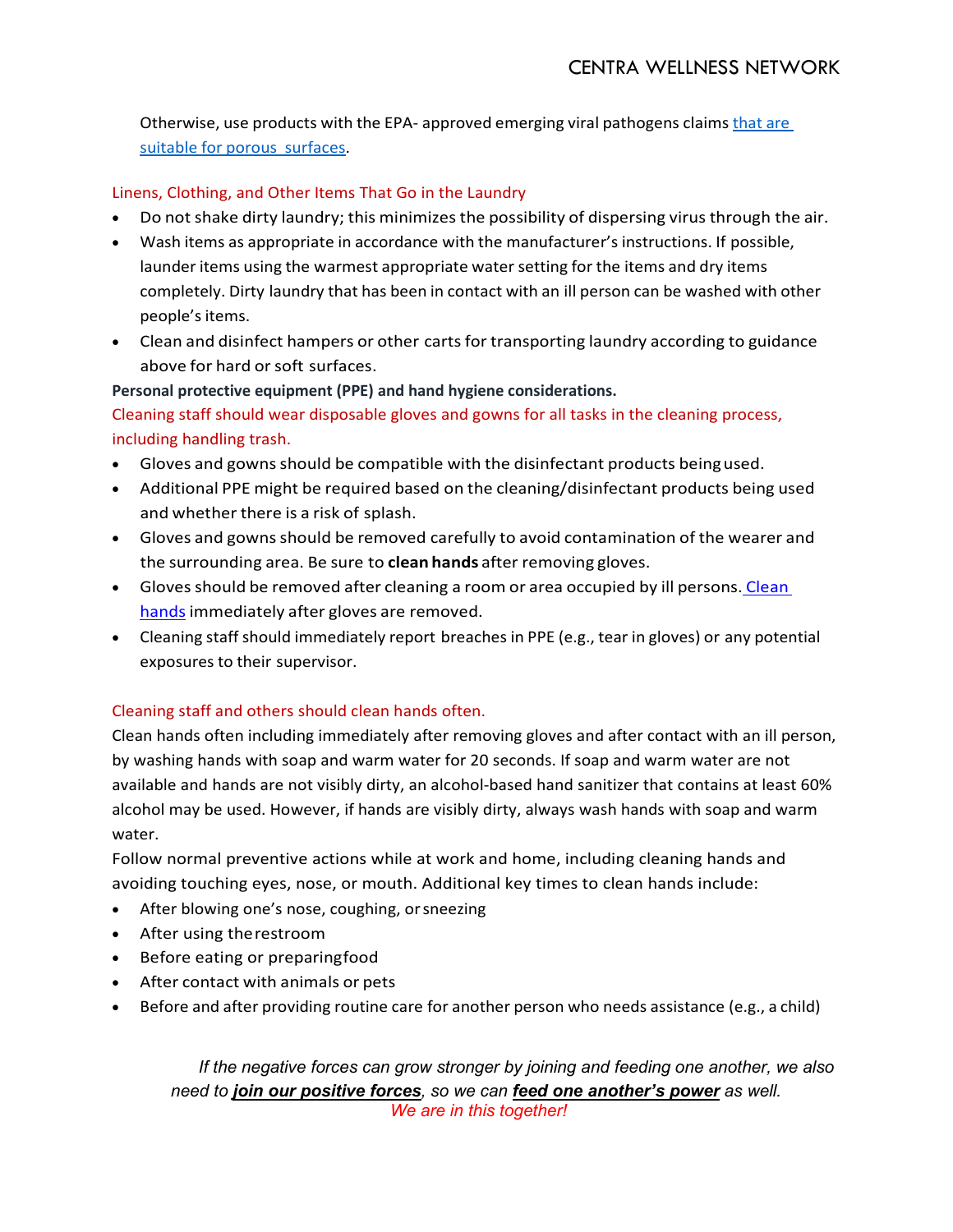Otherwise, use products with the EPA- approved emerging viral pathogens claims that are suitable for porous surfaces.

### Linens, Clothing, and Other Items That Go in the Laundry

- Do not shake dirty laundry; this minimizes the possibility of dispersing virus through the air.
- Wash items as appropriate in accordance with the manufacturer's instructions. If possible, launder items using the warmest appropriate water setting for the items and dry items completely. Dirty laundry that has been in contact with an ill person can be washed with other people's items.
- Clean and disinfect hampers or other carts for transporting laundry according to guidance above for hard or soft surfaces.

**Personal protective equipment (PPE) and hand hygiene considerations.**

Cleaning staff should wear disposable gloves and gowns for all tasks in the cleaning process, including handling trash.

- Gloves and gowns should be compatible with the disinfectant products being used.
- Additional PPE might be required based on the cleaning/disinfectant products being used and whether there is a risk of splash.
- Gloves and gowns should be removed carefully to avoid contamination of the wearer and the surrounding area. Be sure to **clean hands** after removing gloves.
- Gloves should be removed after cleaning a room or area occupied by ill persons. Clean hands immediately after gloves are removed.
- Cleaning staff should immediately report breaches in PPE (e.g., tear in gloves) or any potential exposures to their supervisor.

### Cleaning staff and others should clean hands often.

Clean hands often including immediately after removing gloves and after contact with an ill person, by washing hands with soap and warm water for 20 seconds. If soap and warm water are not available and hands are not visibly dirty, an alcohol-based hand sanitizer that contains at least 60% alcohol may be used. However, if hands are visibly dirty, always wash hands with soap and warm water.

Follow normal preventive actions while at work and home, including cleaning hands and avoiding touching eyes, nose, or mouth. Additional key times to clean hands include:

- After blowing one's nose, coughing, or sneezing
- After using the restroom
- Before eating or preparing food
- After contact with animals or pets
- Before and after providing routine care for another person who needs assistance (e.g., a child)

*If the negative forces can grow stronger by joining and feeding one another, we also need to* ***join our positive forces****, so we can* ***feed one another's power*** *as well.*

*We are in this together!*